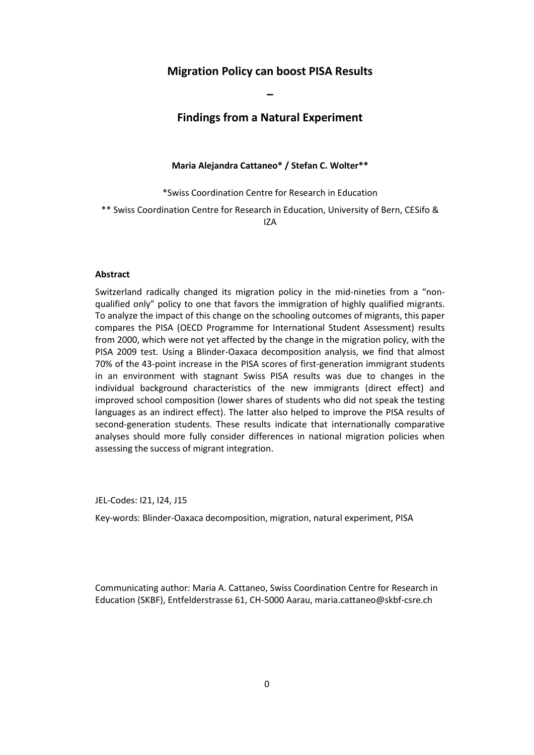# Migration Policy can boost PISA Results

# –

# Findings from a Natural Experiment

**Maria Alejandra Cattaneo* / Stefan C. Wolter****

*Swiss Coordination Centre for Research in Education

** Swiss Coordination Centre for Research in Education, University of Bern, CESifo & IZA

**Abstract**

Switzerland radically changed its migration policy in the mid-nineties from a "non-qualified only" policy to one that favors the immigration of highly qualified migrants. To analyze the impact of this change on the schooling outcomes of migrants, this paper compares the PISA (OECD Programme for International Student Assessment) results from 2000, which were not yet affected by the change in the migration policy, with the PISA 2009 test. Using a Blinder-Oaxaca decomposition analysis, we find that almost 70% of the 43-point increase in the PISA scores of first-generation immigrant students in an environment with stagnant Swiss PISA results was due to changes in the individual background characteristics of the new immigrants (direct effect) and improved school composition (lower shares of students who did not speak the testing languages as an indirect effect). The latter also helped to improve the PISA results of second-generation students. These results indicate that internationally comparative analyses should more fully consider differences in national migration policies when assessing the success of migrant integration.

JEL-Codes: I21, I24, J15

Key-words: Blinder-Oaxaca decomposition, migration, natural experiment, PISA

Communicating author: Maria A. Cattaneo, Swiss Coordination Centre for Research in Education (SKBF), Entfelderstrasse 61, CH-5000 Aarau, maria.cattaneo@skbf-csre.ch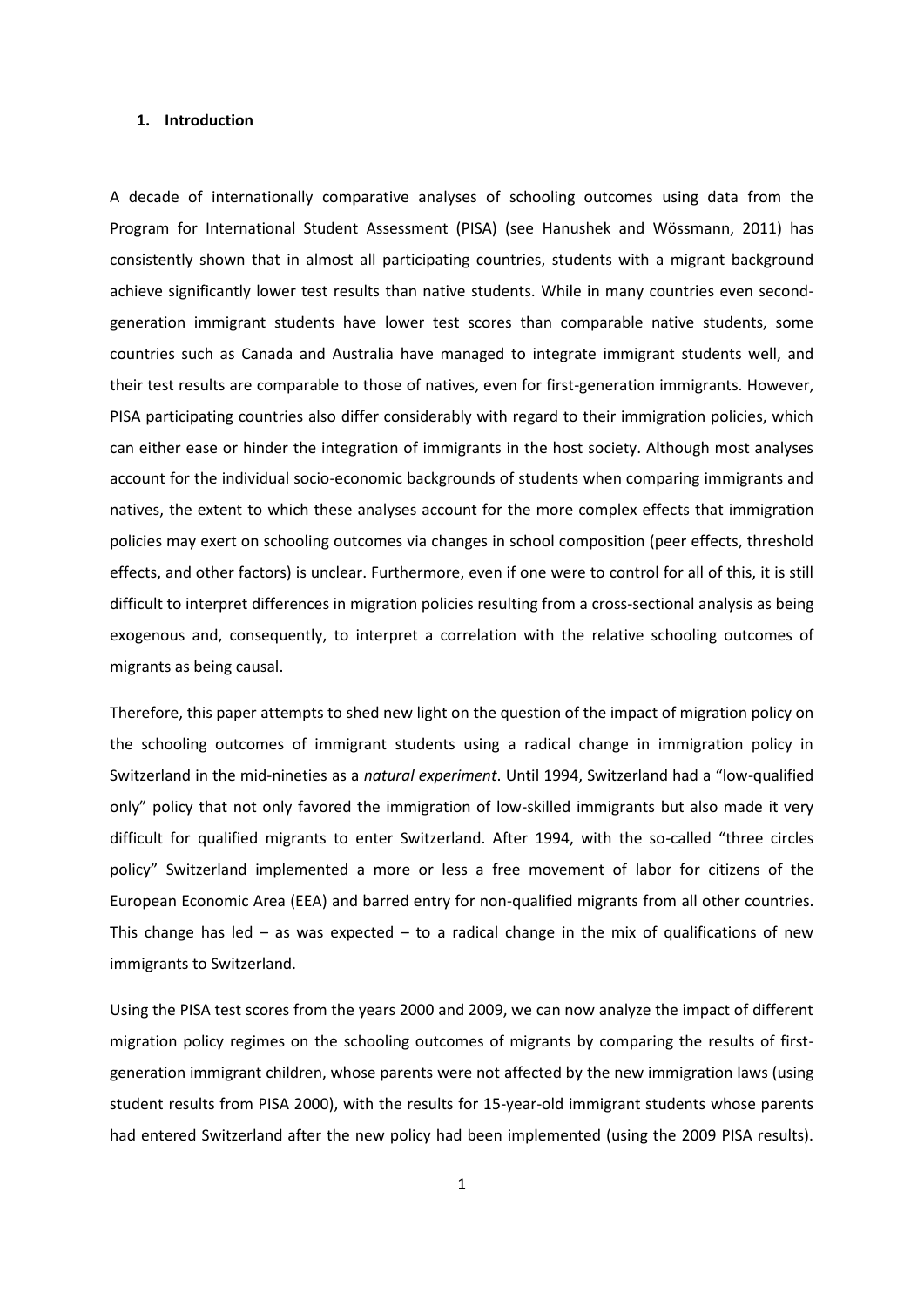### 1. Introduction

A decade of internationally comparative analyses of schooling outcomes using data from the Program for International Student Assessment (PISA) (see Hanushek and Wössmann, 2011) has consistently shown that in almost all participating countries, students with a migrant background achieve significantly lower test results than native students. While in many countries even second-generation immigrant students have lower test scores than comparable native students, some countries such as Canada and Australia have managed to integrate immigrant students well, and their test results are comparable to those of natives, even for first-generation immigrants. However, PISA participating countries also differ considerably with regard to their immigration policies, which can either ease or hinder the integration of immigrants in the host society. Although most analyses account for the individual socio-economic backgrounds of students when comparing immigrants and natives, the extent to which these analyses account for the more complex effects that immigration policies may exert on schooling outcomes via changes in school composition (peer effects, threshold effects, and other factors) is unclear. Furthermore, even if one were to control for all of this, it is still difficult to interpret differences in migration policies resulting from a cross-sectional analysis as being exogenous and, consequently, to interpret a correlation with the relative schooling outcomes of migrants as being causal.

Therefore, this paper attempts to shed new light on the question of the impact of migration policy on the schooling outcomes of immigrant students using a radical change in immigration policy in Switzerland in the mid-nineties as a *natural experiment*. Until 1994, Switzerland had a "low-qualified only" policy that not only favored the immigration of low-skilled immigrants but also made it very difficult for qualified migrants to enter Switzerland. After 1994, with the so-called "three circles policy" Switzerland implemented a more or less a free movement of labor for citizens of the European Economic Area (EEA) and barred entry for non-qualified migrants from all other countries. This change has led – as was expected – to a radical change in the mix of qualifications of new immigrants to Switzerland.

Using the PISA test scores from the years 2000 and 2009, we can now analyze the impact of different migration policy regimes on the schooling outcomes of migrants by comparing the results of first-generation immigrant children, whose parents were not affected by the new immigration laws (using student results from PISA 2000), with the results for 15-year-old immigrant students whose parents had entered Switzerland after the new policy had been implemented (using the 2009 PISA results).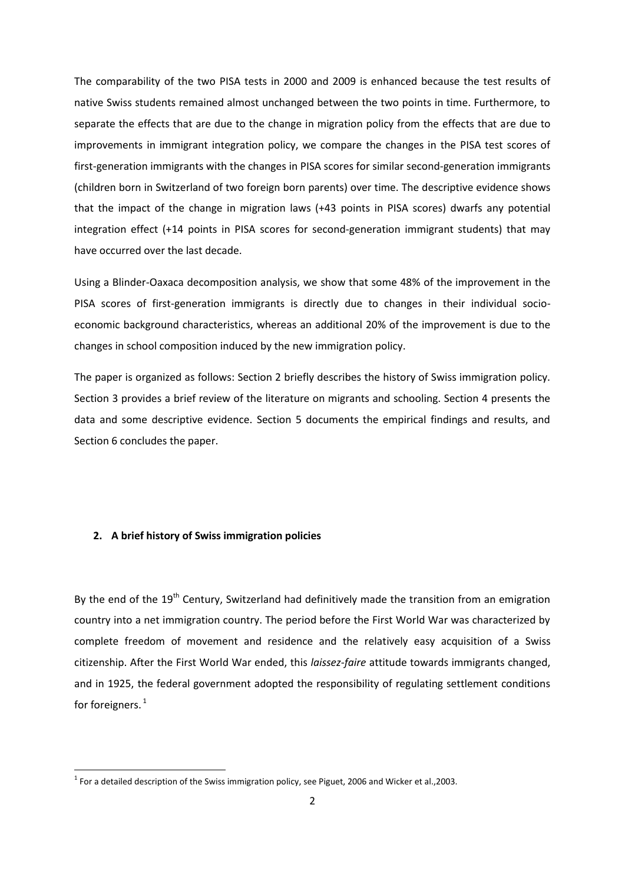The comparability of the two PISA tests in 2000 and 2009 is enhanced because the test results of native Swiss students remained almost unchanged between the two points in time. Furthermore, to separate the effects that are due to the change in migration policy from the effects that are due to improvements in immigrant integration policy, we compare the changes in the PISA test scores of first-generation immigrants with the changes in PISA scores for similar second-generation immigrants (children born in Switzerland of two foreign born parents) over time. The descriptive evidence shows that the impact of the change in migration laws (+43 points in PISA scores) dwarfs any potential integration effect (+14 points in PISA scores for second-generation immigrant students) that may have occurred over the last decade.

Using a Blinder-Oaxaca decomposition analysis, we show that some 48% of the improvement in the PISA scores of first-generation immigrants is directly due to changes in their individual socio-economic background characteristics, whereas an additional 20% of the improvement is due to the changes in school composition induced by the new immigration policy.

The paper is organized as follows: Section 2 briefly describes the history of Swiss immigration policy. Section 3 provides a brief review of the literature on migrants and schooling. Section 4 presents the data and some descriptive evidence. Section 5 documents the empirical findings and results, and Section 6 concludes the paper.

## 2. A brief history of Swiss immigration policies

By the end of the 19th Century, Switzerland had definitively made the transition from an emigration country into a net immigration country. The period before the First World War was characterized by complete freedom of movement and residence and the relatively easy acquisition of a Swiss citizenship. After the First World War ended, this *laissez-faire* attitude towards immigrants changed, and in 1925, the federal government adopted the responsibility of regulating settlement conditions for foreigners.[1]

[1] For a detailed description of the Swiss immigration policy, see Piguet, 2006 and Wicker et al.,2003.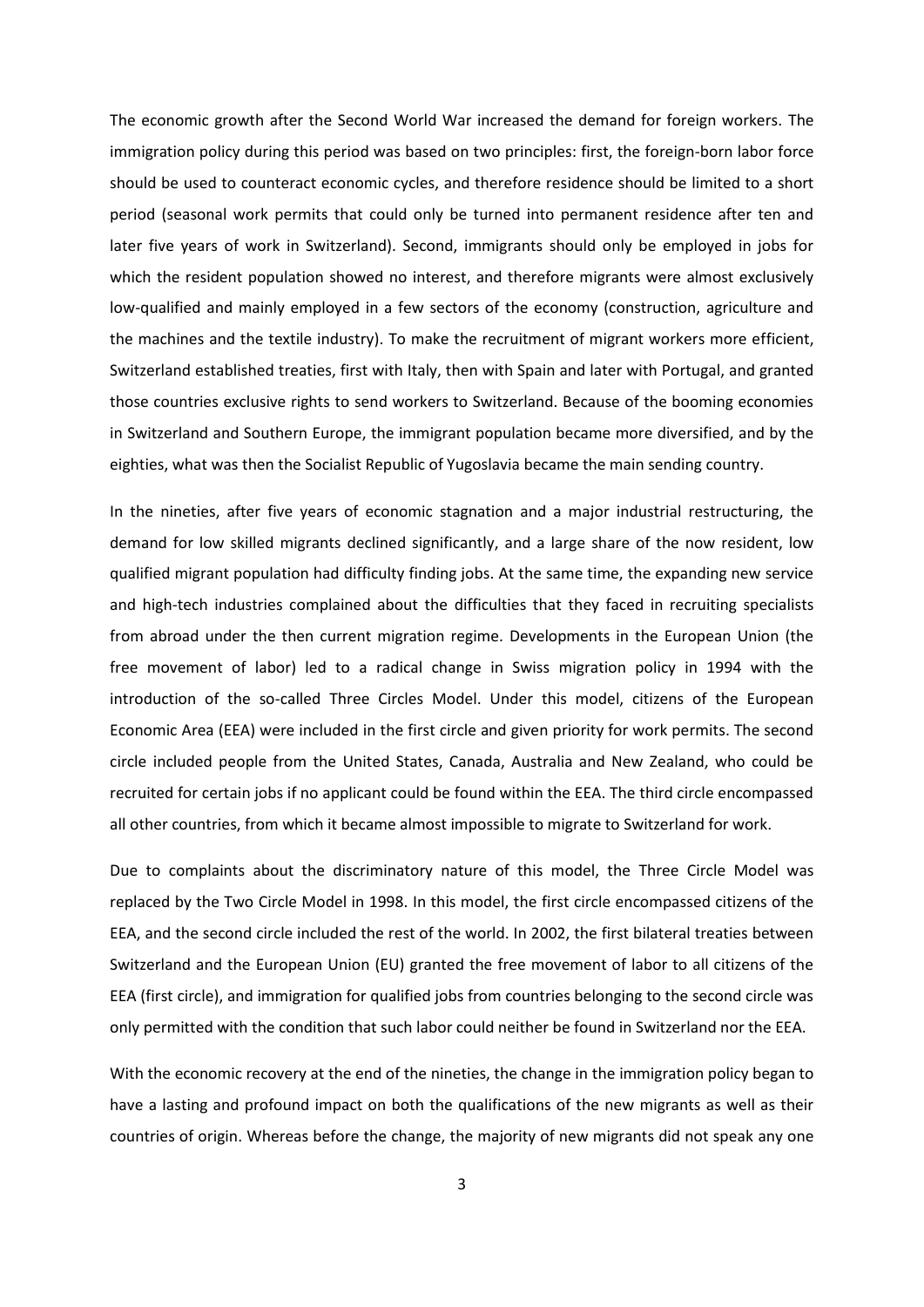The economic growth after the Second World War increased the demand for foreign workers. The immigration policy during this period was based on two principles: first, the foreign-born labor force should be used to counteract economic cycles, and therefore residence should be limited to a short period (seasonal work permits that could only be turned into permanent residence after ten and later five years of work in Switzerland). Second, immigrants should only be employed in jobs for which the resident population showed no interest, and therefore migrants were almost exclusively low-qualified and mainly employed in a few sectors of the economy (construction, agriculture and the machines and the textile industry). To make the recruitment of migrant workers more efficient, Switzerland established treaties, first with Italy, then with Spain and later with Portugal, and granted those countries exclusive rights to send workers to Switzerland. Because of the booming economies in Switzerland and Southern Europe, the immigrant population became more diversified, and by the eighties, what was then the Socialist Republic of Yugoslavia became the main sending country.

In the nineties, after five years of economic stagnation and a major industrial restructuring, the demand for low skilled migrants declined significantly, and a large share of the now resident, low qualified migrant population had difficulty finding jobs. At the same time, the expanding new service and high-tech industries complained about the difficulties that they faced in recruiting specialists from abroad under the then current migration regime. Developments in the European Union (the free movement of labor) led to a radical change in Swiss migration policy in 1994 with the introduction of the so-called Three Circles Model. Under this model, citizens of the European Economic Area (EEA) were included in the first circle and given priority for work permits. The second circle included people from the United States, Canada, Australia and New Zealand, who could be recruited for certain jobs if no applicant could be found within the EEA. The third circle encompassed all other countries, from which it became almost impossible to migrate to Switzerland for work.

Due to complaints about the discriminatory nature of this model, the Three Circle Model was replaced by the Two Circle Model in 1998. In this model, the first circle encompassed citizens of the EEA, and the second circle included the rest of the world. In 2002, the first bilateral treaties between Switzerland and the European Union (EU) granted the free movement of labor to all citizens of the EEA (first circle), and immigration for qualified jobs from countries belonging to the second circle was only permitted with the condition that such labor could neither be found in Switzerland nor the EEA.

With the economic recovery at the end of the nineties, the change in the immigration policy began to have a lasting and profound impact on both the qualifications of the new migrants as well as their countries of origin. Whereas before the change, the majority of new migrants did not speak any one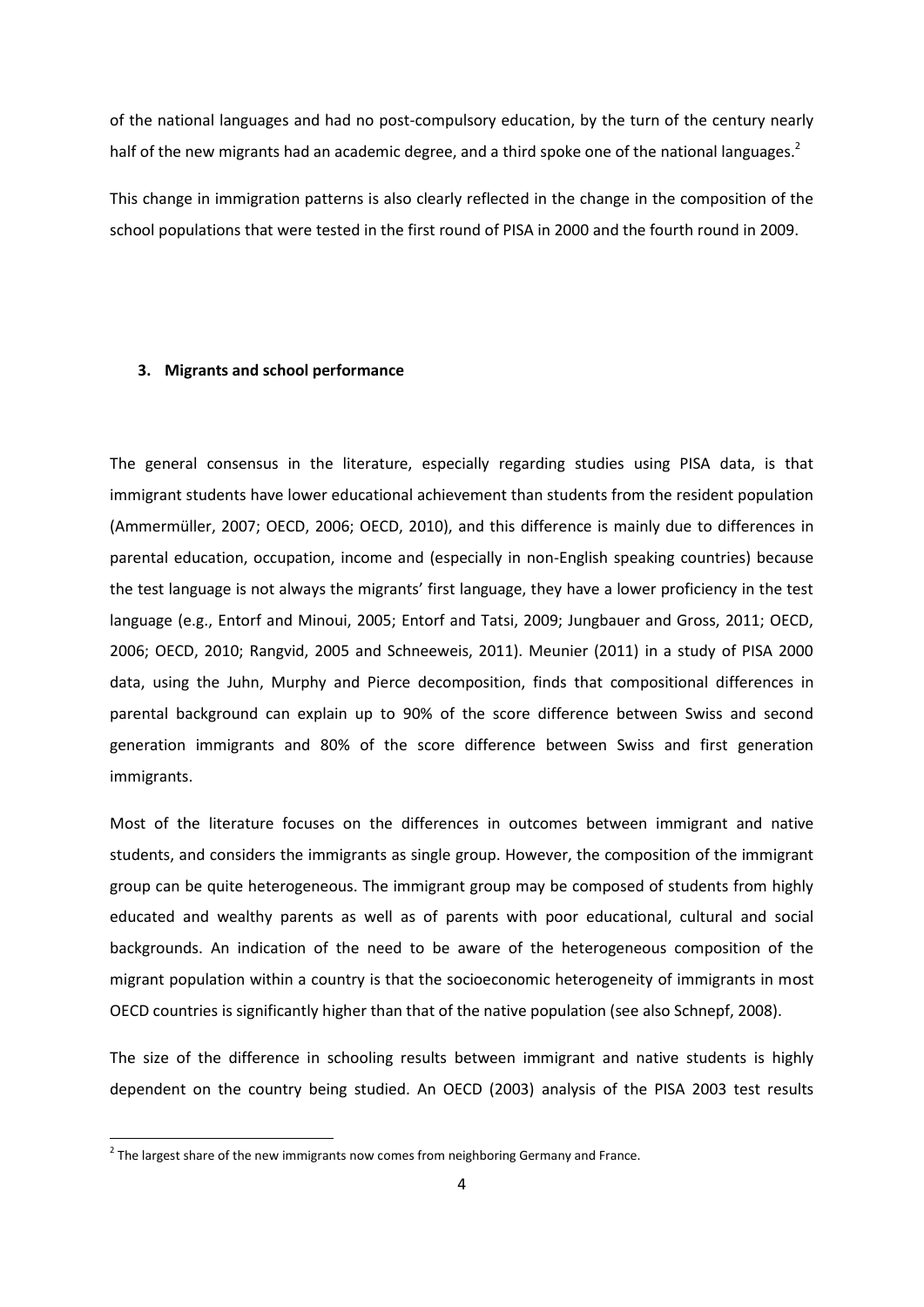of the national languages and had no post-compulsory education, by the turn of the century nearly half of the new migrants had an academic degree, and a third spoke one of the national languages.[2]

This change in immigration patterns is also clearly reflected in the change in the composition of the school populations that were tested in the first round of PISA in 2000 and the fourth round in 2009.

### 3. Migrants and school performance

The general consensus in the literature, especially regarding studies using PISA data, is that immigrant students have lower educational achievement than students from the resident population (Ammermüller, 2007; OECD, 2006; OECD, 2010), and this difference is mainly due to differences in parental education, occupation, income and (especially in non-English speaking countries) because the test language is not always the migrants' first language, they have a lower proficiency in the test language (e.g., Entorf and Minoui, 2005; Entorf and Tatsi, 2009; Jungbauer and Gross, 2011; OECD, 2006; OECD, 2010; Rangvid, 2005 and Schneeweis, 2011). Meunier (2011) in a study of PISA 2000 data, using the Juhn, Murphy and Pierce decomposition, finds that compositional differences in parental background can explain up to 90% of the score difference between Swiss and second generation immigrants and 80% of the score difference between Swiss and first generation immigrants.

Most of the literature focuses on the differences in outcomes between immigrant and native students, and considers the immigrants as single group. However, the composition of the immigrant group can be quite heterogeneous. The immigrant group may be composed of students from highly educated and wealthy parents as well as of parents with poor educational, cultural and social backgrounds. An indication of the need to be aware of the heterogeneous composition of the migrant population within a country is that the socioeconomic heterogeneity of immigrants in most OECD countries is significantly higher than that of the native population (see also Schnepf, 2008).

The size of the difference in schooling results between immigrant and native students is highly dependent on the country being studied. An OECD (2003) analysis of the PISA 2003 test results

[2] The largest share of the new immigrants now comes from neighboring Germany and France.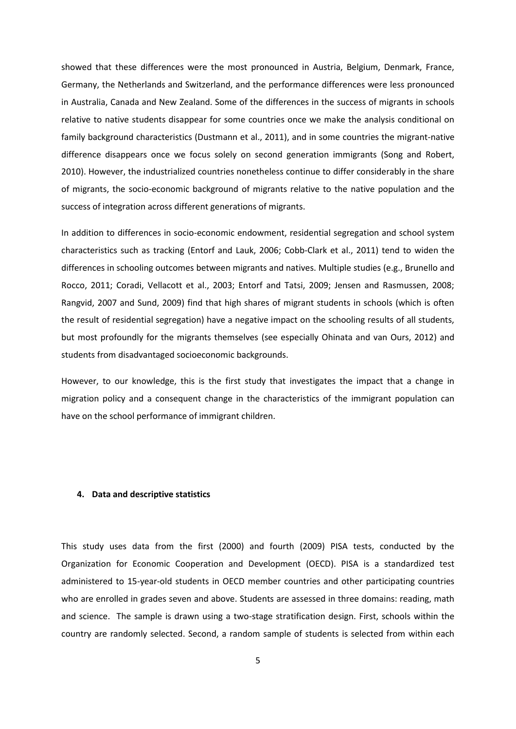showed that these differences were the most pronounced in Austria, Belgium, Denmark, France, Germany, the Netherlands and Switzerland, and the performance differences were less pronounced in Australia, Canada and New Zealand. Some of the differences in the success of migrants in schools relative to native students disappear for some countries once we make the analysis conditional on family background characteristics (Dustmann et al., 2011), and in some countries the migrant-native difference disappears once we focus solely on second generation immigrants (Song and Robert, 2010). However, the industrialized countries nonetheless continue to differ considerably in the share of migrants, the socio-economic background of migrants relative to the native population and the success of integration across different generations of migrants.

In addition to differences in socio-economic endowment, residential segregation and school system characteristics such as tracking (Entorf and Lauk, 2006; Cobb-Clark et al., 2011) tend to widen the differences in schooling outcomes between migrants and natives. Multiple studies (e.g., Brunello and Rocco, 2011; Coradi, Vellacott et al., 2003; Entorf and Tatsi, 2009; Jensen and Rasmussen, 2008; Rangvid, 2007 and Sund, 2009) find that high shares of migrant students in schools (which is often the result of residential segregation) have a negative impact on the schooling results of all students, but most profoundly for the migrants themselves (see especially Ohinata and van Ours, 2012) and students from disadvantaged socioeconomic backgrounds.

However, to our knowledge, this is the first study that investigates the impact that a change in migration policy and a consequent change in the characteristics of the immigrant population can have on the school performance of immigrant children.

## 4. Data and descriptive statistics

This study uses data from the first (2000) and fourth (2009) PISA tests, conducted by the Organization for Economic Cooperation and Development (OECD). PISA is a standardized test administered to 15-year-old students in OECD member countries and other participating countries who are enrolled in grades seven and above. Students are assessed in three domains: reading, math and science. The sample is drawn using a two-stage stratification design. First, schools within the country are randomly selected. Second, a random sample of students is selected from within each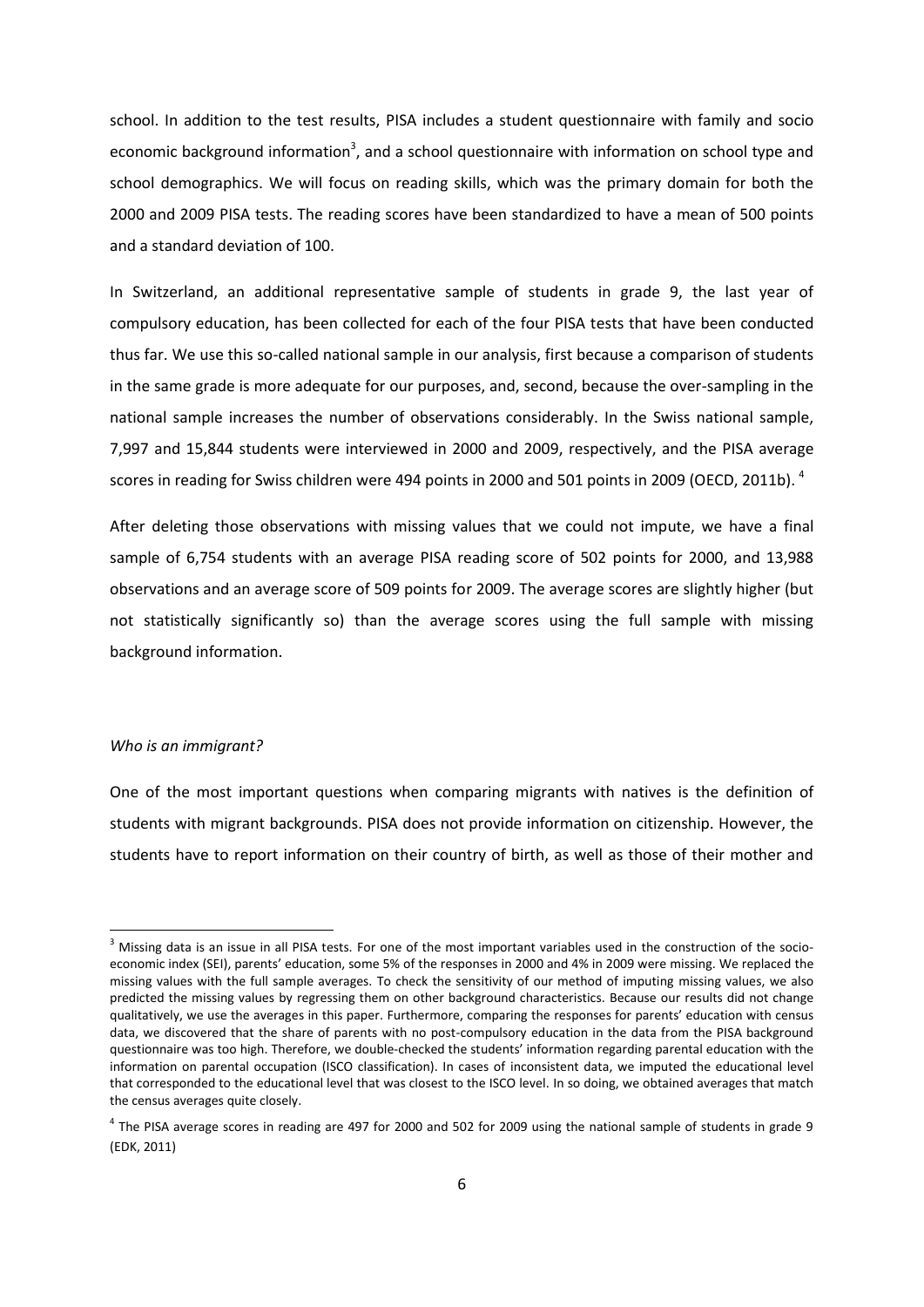school. In addition to the test results, PISA includes a student questionnaire with family and socio economic background information[3], and a school questionnaire with information on school type and school demographics. We will focus on reading skills, which was the primary domain for both the 2000 and 2009 PISA tests. The reading scores have been standardized to have a mean of 500 points and a standard deviation of 100.

In Switzerland, an additional representative sample of students in grade 9, the last year of compulsory education, has been collected for each of the four PISA tests that have been conducted thus far. We use this so-called national sample in our analysis, first because a comparison of students in the same grade is more adequate for our purposes, and, second, because the over-sampling in the national sample increases the number of observations considerably. In the Swiss national sample, 7,997 and 15,844 students were interviewed in 2000 and 2009, respectively, and the PISA average scores in reading for Swiss children were 494 points in 2000 and 501 points in 2009 (OECD, 2011b). [4]

After deleting those observations with missing values that we could not impute, we have a final sample of 6,754 students with an average PISA reading score of 502 points for 2000, and 13,988 observations and an average score of 509 points for 2009. The average scores are slightly higher (but not statistically significantly so) than the average scores using the full sample with missing background information.

*Who is an immigrant?*

One of the most important questions when comparing migrants with natives is the definition of students with migrant backgrounds. PISA does not provide information on citizenship. However, the students have to report information on their country of birth, as well as those of their mother and

---

[3] Missing data is an issue in all PISA tests. For one of the most important variables used in the construction of the socio-economic index (SEI), parents' education, some 5% of the responses in 2000 and 4% in 2009 were missing. We replaced the missing values with the full sample averages. To check the sensitivity of our method of imputing missing values, we also predicted the missing values by regressing them on other background characteristics. Because our results did not change qualitatively, we use the averages in this paper. Furthermore, comparing the responses for parents' education with census data, we discovered that the share of parents with no post-compulsory education in the data from the PISA background questionnaire was too high. Therefore, we double-checked the students' information regarding parental education with the information on parental occupation (ISCO classification). In cases of inconsistent data, we imputed the educational level that corresponded to the educational level that was closest to the ISCO level. In so doing, we obtained averages that match the census averages quite closely.

[4] The PISA average scores in reading are 497 for 2000 and 502 for 2009 using the national sample of students in grade 9 (EDK, 2011)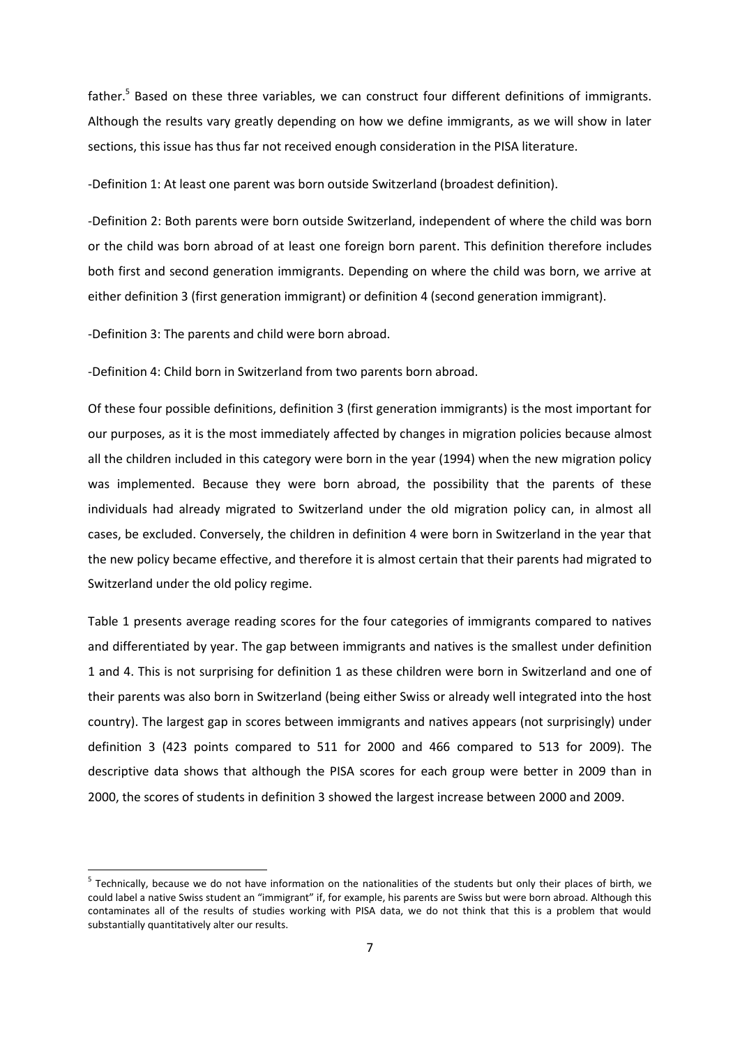father.[5] Based on these three variables, we can construct four different definitions of immigrants. Although the results vary greatly depending on how we define immigrants, as we will show in later sections, this issue has thus far not received enough consideration in the PISA literature.

-Definition 1: At least one parent was born outside Switzerland (broadest definition).

-Definition 2: Both parents were born outside Switzerland, independent of where the child was born or the child was born abroad of at least one foreign born parent. This definition therefore includes both first and second generation immigrants. Depending on where the child was born, we arrive at either definition 3 (first generation immigrant) or definition 4 (second generation immigrant).

-Definition 3: The parents and child were born abroad.

-Definition 4: Child born in Switzerland from two parents born abroad.

Of these four possible definitions, definition 3 (first generation immigrants) is the most important for our purposes, as it is the most immediately affected by changes in migration policies because almost all the children included in this category were born in the year (1994) when the new migration policy was implemented. Because they were born abroad, the possibility that the parents of these individuals had already migrated to Switzerland under the old migration policy can, in almost all cases, be excluded. Conversely, the children in definition 4 were born in Switzerland in the year that the new policy became effective, and therefore it is almost certain that their parents had migrated to Switzerland under the old policy regime.

Table 1 presents average reading scores for the four categories of immigrants compared to natives and differentiated by year. The gap between immigrants and natives is the smallest under definition 1 and 4. This is not surprising for definition 1 as these children were born in Switzerland and one of their parents was also born in Switzerland (being either Swiss or already well integrated into the host country). The largest gap in scores between immigrants and natives appears (not surprisingly) under definition 3 (423 points compared to 511 for 2000 and 466 compared to 513 for 2009). The descriptive data shows that although the PISA scores for each group were better in 2009 than in 2000, the scores of students in definition 3 showed the largest increase between 2000 and 2009.

[5] Technically, because we do not have information on the nationalities of the students but only their places of birth, we could label a native Swiss student an "immigrant" if, for example, his parents are Swiss but were born abroad. Although this contaminates all of the results of studies working with PISA data, we do not think that this is a problem that would substantially quantitatively alter our results.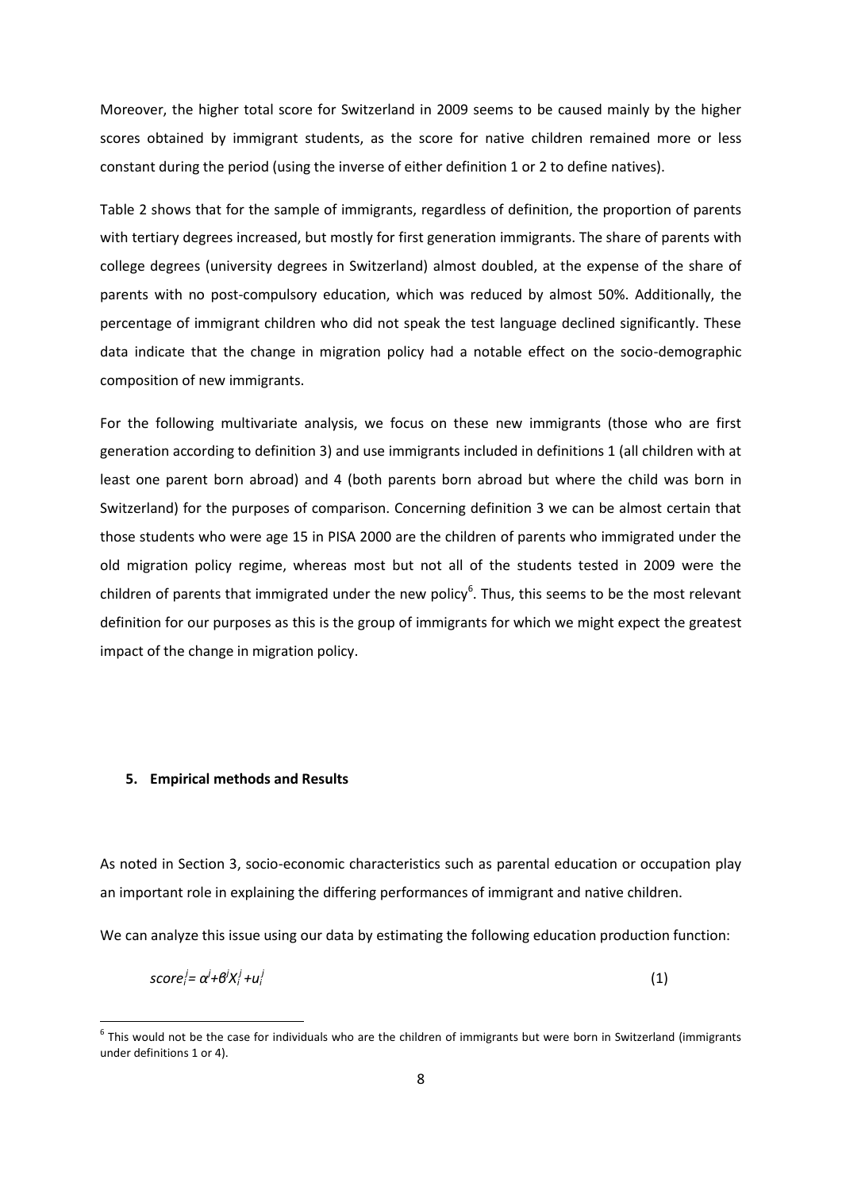Moreover, the higher total score for Switzerland in 2009 seems to be caused mainly by the higher scores obtained by immigrant students, as the score for native children remained more or less constant during the period (using the inverse of either definition 1 or 2 to define natives).

Table 2 shows that for the sample of immigrants, regardless of definition, the proportion of parents with tertiary degrees increased, but mostly for first generation immigrants. The share of parents with college degrees (university degrees in Switzerland) almost doubled, at the expense of the share of parents with no post-compulsory education, which was reduced by almost 50%. Additionally, the percentage of immigrant children who did not speak the test language declined significantly. These data indicate that the change in migration policy had a notable effect on the socio-demographic composition of new immigrants.

For the following multivariate analysis, we focus on these new immigrants (those who are first generation according to definition 3) and use immigrants included in definitions 1 (all children with at least one parent born abroad) and 4 (both parents born abroad but where the child was born in Switzerland) for the purposes of comparison. Concerning definition 3 we can be almost certain that those students who were age 15 in PISA 2000 are the children of parents who immigrated under the old migration policy regime, whereas most but not all of the students tested in 2009 were the children of parents that immigrated under the new policy[6]. Thus, this seems to be the most relevant definition for our purposes as this is the group of immigrants for which we might expect the greatest impact of the change in migration policy.

## 5. Empirical methods and Results

As noted in Section 3, socio-economic characteristics such as parental education or occupation play an important role in explaining the differing performances of immigrant and native children.

We can analyze this issue using our data by estimating the following education production function:

$$score_i^j = \alpha^j + \beta^j X_i^j + u_i^j \qquad (1)$$

[6] This would not be the case for individuals who are the children of immigrants but were born in Switzerland (immigrants under definitions 1 or 4).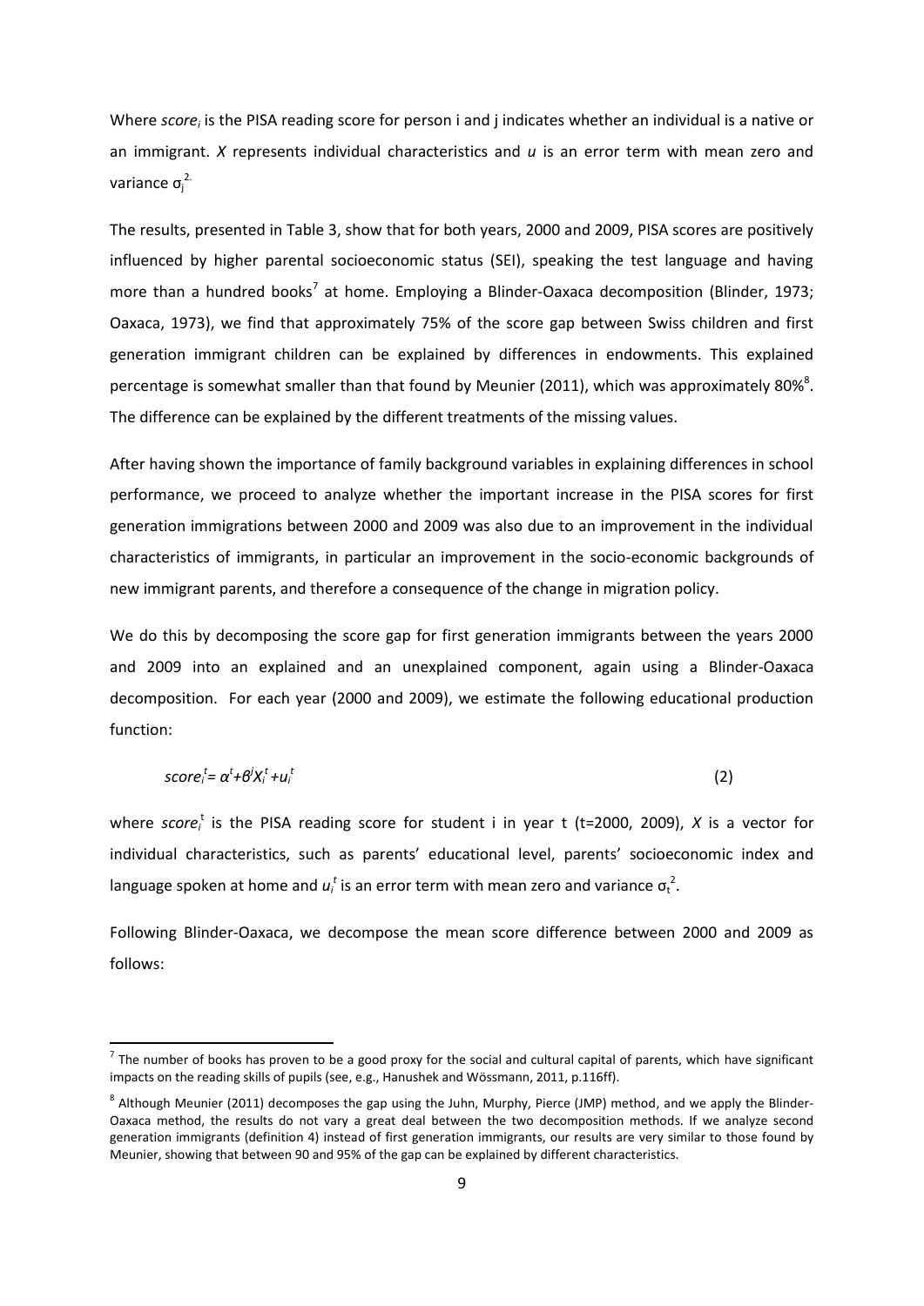Where $score_i$ is the PISA reading score for person i and j indicates whether an individual is a native or an immigrant. *X* represents individual characteristics and *u* is an error term with mean zero and variance $\sigma_j^2$.

The results, presented in Table 3, show that for both years, 2000 and 2009, PISA scores are positively influenced by higher parental socioeconomic status (SEI), speaking the test language and having more than a hundred books[7] at home. Employing a Blinder-Oaxaca decomposition (Blinder, 1973; Oaxaca, 1973), we find that approximately 75% of the score gap between Swiss children and first generation immigrant children can be explained by differences in endowments. This explained percentage is somewhat smaller than that found by Meunier (2011), which was approximately 80%[8]. The difference can be explained by the different treatments of the missing values.

After having shown the importance of family background variables in explaining differences in school performance, we proceed to analyze whether the important increase in the PISA scores for first generation immigrations between 2000 and 2009 was also due to an improvement in the individual characteristics of immigrants, in particular an improvement in the socio-economic backgrounds of new immigrant parents, and therefore a consequence of the change in migration policy.

We do this by decomposing the score gap for first generation immigrants between the years 2000 and 2009 into an explained and an unexplained component, again using a Blinder-Oaxaca decomposition. For each year (2000 and 2009), we estimate the following educational production function:

$$score_i^t = \alpha^t + \beta^j X_i^t + u_i^t \qquad (2)$$

where $score_i^t$ is the PISA reading score for student i in year t (t=2000, 2009), *X* is a vector for individual characteristics, such as parents' educational level, parents' socioeconomic index and language spoken at home and $u_i^t$ is an error term with mean zero and variance $\sigma_t^2$.

Following Blinder-Oaxaca, we decompose the mean score difference between 2000 and 2009 as follows:

---

[7] The number of books has proven to be a good proxy for the social and cultural capital of parents, which have significant impacts on the reading skills of pupils (see, e.g., Hanushek and Wössmann, 2011, p.116ff).

[8] Although Meunier (2011) decomposes the gap using the Juhn, Murphy, Pierce (JMP) method, and we apply the Blinder-Oaxaca method, the results do not vary a great deal between the two decomposition methods. If we analyze second generation immigrants (definition 4) instead of first generation immigrants, our results are very similar to those found by Meunier, showing that between 90 and 95% of the gap can be explained by different characteristics.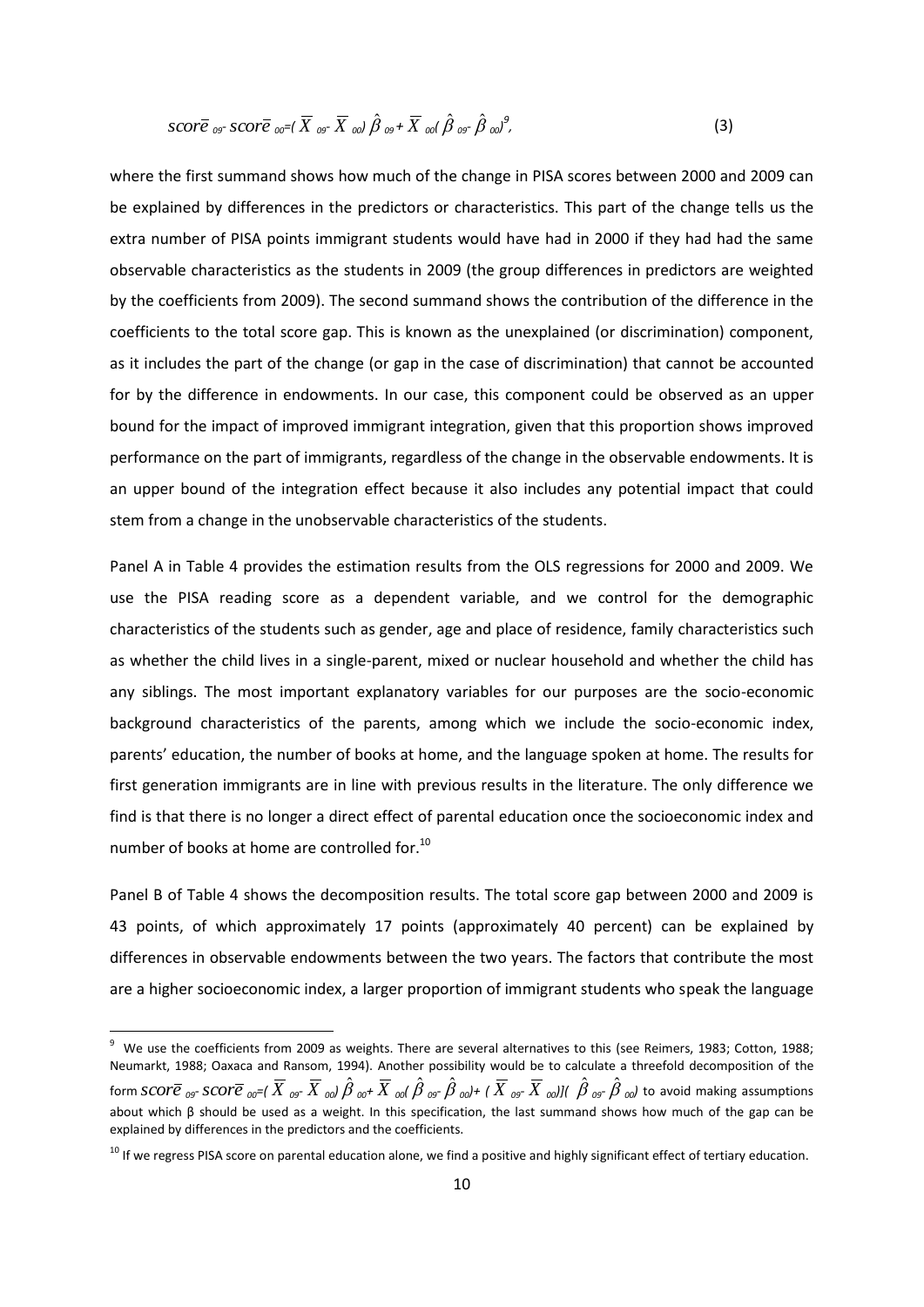$$\overline{score}_{09} - \overline{score}_{00} = (\overline{X}_{09} - \overline{X}_{00})\hat{\beta}_{09} + \overline{X}_{00}(\hat{\beta}_{09} - \hat{\beta}_{00})^{9}, \tag{3}$$

where the first summand shows how much of the change in PISA scores between 2000 and 2009 can be explained by differences in the predictors or characteristics. This part of the change tells us the extra number of PISA points immigrant students would have had in 2000 if they had had the same observable characteristics as the students in 2009 (the group differences in predictors are weighted by the coefficients from 2009). The second summand shows the contribution of the difference in the coefficients to the total score gap. This is known as the unexplained (or discrimination) component, as it includes the part of the change (or gap in the case of discrimination) that cannot be accounted for by the difference in endowments. In our case, this component could be observed as an upper bound for the impact of improved immigrant integration, given that this proportion shows improved performance on the part of immigrants, regardless of the change in the observable endowments. It is an upper bound of the integration effect because it also includes any potential impact that could stem from a change in the unobservable characteristics of the students.

Panel A in Table 4 provides the estimation results from the OLS regressions for 2000 and 2009. We use the PISA reading score as a dependent variable, and we control for the demographic characteristics of the students such as gender, age and place of residence, family characteristics such as whether the child lives in a single-parent, mixed or nuclear household and whether the child has any siblings. The most important explanatory variables for our purposes are the socio-economic background characteristics of the parents, among which we include the socio-economic index, parents' education, the number of books at home, and the language spoken at home. The results for first generation immigrants are in line with previous results in the literature. The only difference we find is that there is no longer a direct effect of parental education once the socioeconomic index and number of books at home are controlled for.[10]

Panel B of Table 4 shows the decomposition results. The total score gap between 2000 and 2009 is 43 points, of which approximately 17 points (approximately 40 percent) can be explained by differences in observable endowments between the two years. The factors that contribute the most are a higher socioeconomic index, a larger proportion of immigrant students who speak the language

---

[9] We use the coefficients from 2009 as weights. There are several alternatives to this (see Reimers, 1983; Cotton, 1988; Neumarkt, 1988; Oaxaca and Ransom, 1994). Another possibility would be to calculate a threefold decomposition of the form $\overline{score}_{09} - \overline{score}_{00} = (\overline{X}_{09} - \overline{X}_{00})\hat{\beta}_{00} + \overline{X}_{00}(\hat{\beta}_{09} - \hat{\beta}_{00}) + (\overline{X}_{09} - \overline{X}_{00})](\hat{\beta}_{09} - \hat{\beta}_{00})$ to avoid making assumptions about which β should be used as a weight. In this specification, the last summand shows how much of the gap can be explained by differences in the predictors and the coefficients.

[10] If we regress PISA score on parental education alone, we find a positive and highly significant effect of tertiary education.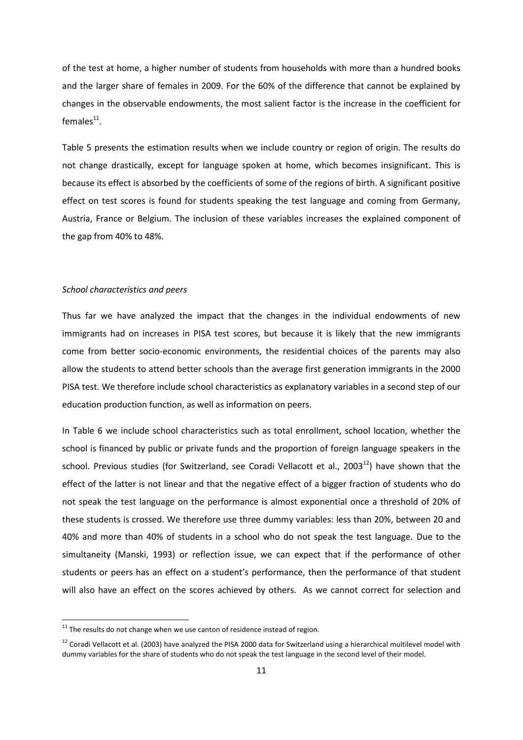of the test at home, a higher number of students from households with more than a hundred books and the larger share of females in 2009. For the 60% of the difference that cannot be explained by changes in the observable endowments, the most salient factor is the increase in the coefficient for females[11].

Table 5 presents the estimation results when we include country or region of origin. The results do not change drastically, except for language spoken at home, which becomes insignificant. This is because its effect is absorbed by the coefficients of some of the regions of birth. A significant positive effect on test scores is found for students speaking the test language and coming from Germany, Austria, France or Belgium. The inclusion of these variables increases the explained component of the gap from 40% to 48%.

*School characteristics and peers*

Thus far we have analyzed the impact that the changes in the individual endowments of new immigrants had on increases in PISA test scores, but because it is likely that the new immigrants come from better socio-economic environments, the residential choices of the parents may also allow the students to attend better schools than the average first generation immigrants in the 2000 PISA test. We therefore include school characteristics as explanatory variables in a second step of our education production function, as well as information on peers.

In Table 6 we include school characteristics such as total enrollment, school location, whether the school is financed by public or private funds and the proportion of foreign language speakers in the school. Previous studies (for Switzerland, see Coradi Vellacott et al., 2003[12]) have shown that the effect of the latter is not linear and that the negative effect of a bigger fraction of students who do not speak the test language on the performance is almost exponential once a threshold of 20% of these students is crossed. We therefore use three dummy variables: less than 20%, between 20 and 40% and more than 40% of students in a school who do not speak the test language. Due to the simultaneity (Manski, 1993) or reflection issue, we can expect that if the performance of other students or peers has an effect on a student's performance, then the performance of that student will also have an effect on the scores achieved by others. As we cannot correct for selection and

[11] The results do not change when we use canton of residence instead of region.

[12] Coradi Vellacott et al. (2003) have analyzed the PISA 2000 data for Switzerland using a hierarchical multilevel model with dummy variables for the share of students who do not speak the test language in the second level of their model.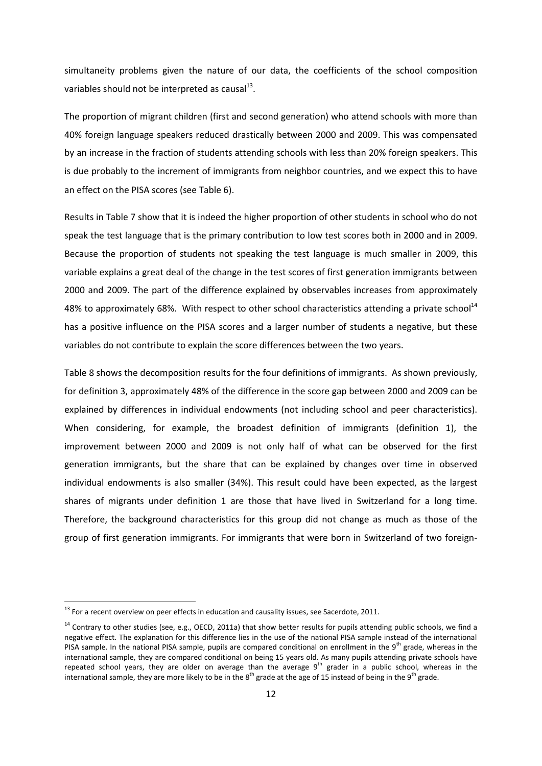simultaneity problems given the nature of our data, the coefficients of the school composition variables should not be interpreted as causal[13].

The proportion of migrant children (first and second generation) who attend schools with more than 40% foreign language speakers reduced drastically between 2000 and 2009. This was compensated by an increase in the fraction of students attending schools with less than 20% foreign speakers. This is due probably to the increment of immigrants from neighbor countries, and we expect this to have an effect on the PISA scores (see Table 6).

Results in Table 7 show that it is indeed the higher proportion of other students in school who do not speak the test language that is the primary contribution to low test scores both in 2000 and in 2009. Because the proportion of students not speaking the test language is much smaller in 2009, this variable explains a great deal of the change in the test scores of first generation immigrants between 2000 and 2009. The part of the difference explained by observables increases from approximately 48% to approximately 68%. With respect to other school characteristics attending a private school[14] has a positive influence on the PISA scores and a larger number of students a negative, but these variables do not contribute to explain the score differences between the two years.

Table 8 shows the decomposition results for the four definitions of immigrants. As shown previously, for definition 3, approximately 48% of the difference in the score gap between 2000 and 2009 can be explained by differences in individual endowments (not including school and peer characteristics). When considering, for example, the broadest definition of immigrants (definition 1), the improvement between 2000 and 2009 is not only half of what can be observed for the first generation immigrants, but the share that can be explained by changes over time in observed individual endowments is also smaller (34%). This result could have been expected, as the largest shares of migrants under definition 1 are those that have lived in Switzerland for a long time. Therefore, the background characteristics for this group did not change as much as those of the group of first generation immigrants. For immigrants that were born in Switzerland of two foreign-

[13] For a recent overview on peer effects in education and causality issues, see Sacerdote, 2011.

[14] Contrary to other studies (see, e.g., OECD, 2011a) that show better results for pupils attending public schools, we find a negative effect. The explanation for this difference lies in the use of the national PISA sample instead of the international PISA sample. In the national PISA sample, pupils are compared conditional on enrollment in the 9th grade, whereas in the international sample, they are compared conditional on being 15 years old. As many pupils attending private schools have repeated school years, they are older on average than the average 9th grader in a public school, whereas in the international sample, they are more likely to be in the 8th grade at the age of 15 instead of being in the 9th grade.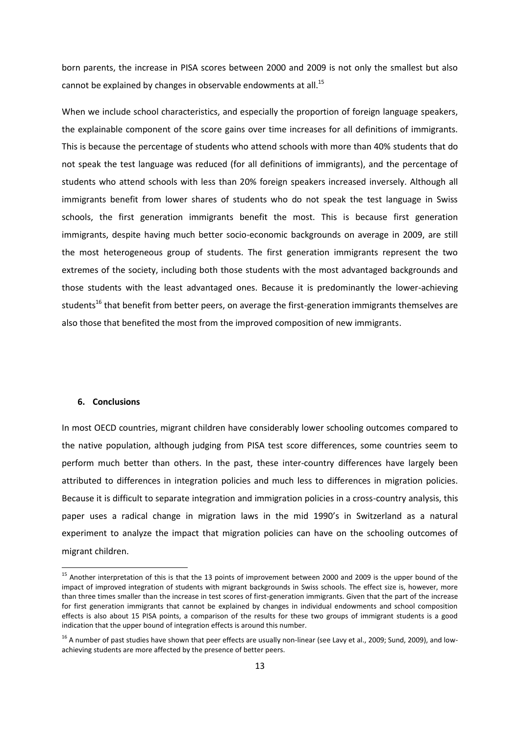born parents, the increase in PISA scores between 2000 and 2009 is not only the smallest but also cannot be explained by changes in observable endowments at all.[15]

When we include school characteristics, and especially the proportion of foreign language speakers, the explainable component of the score gains over time increases for all definitions of immigrants. This is because the percentage of students who attend schools with more than 40% students that do not speak the test language was reduced (for all definitions of immigrants), and the percentage of students who attend schools with less than 20% foreign speakers increased inversely. Although all immigrants benefit from lower shares of students who do not speak the test language in Swiss schools, the first generation immigrants benefit the most. This is because first generation immigrants, despite having much better socio-economic backgrounds on average in 2009, are still the most heterogeneous group of students. The first generation immigrants represent the two extremes of the society, including both those students with the most advantaged backgrounds and those students with the least advantaged ones. Because it is predominantly the lower-achieving students[16] that benefit from better peers, on average the first-generation immigrants themselves are also those that benefited the most from the improved composition of new immigrants.

## 6. Conclusions

In most OECD countries, migrant children have considerably lower schooling outcomes compared to the native population, although judging from PISA test score differences, some countries seem to perform much better than others. In the past, these inter-country differences have largely been attributed to differences in integration policies and much less to differences in migration policies. Because it is difficult to separate integration and immigration policies in a cross-country analysis, this paper uses a radical change in migration laws in the mid 1990's in Switzerland as a natural experiment to analyze the impact that migration policies can have on the schooling outcomes of migrant children.

[15] Another interpretation of this is that the 13 points of improvement between 2000 and 2009 is the upper bound of the impact of improved integration of students with migrant backgrounds in Swiss schools. The effect size is, however, more than three times smaller than the increase in test scores of first-generation immigrants. Given that the part of the increase for first generation immigrants that cannot be explained by changes in individual endowments and school composition effects is also about 15 PISA points, a comparison of the results for these two groups of immigrant students is a good indication that the upper bound of integration effects is around this number.

[16] A number of past studies have shown that peer effects are usually non-linear (see Lavy et al., 2009; Sund, 2009), and low-achieving students are more affected by the presence of better peers.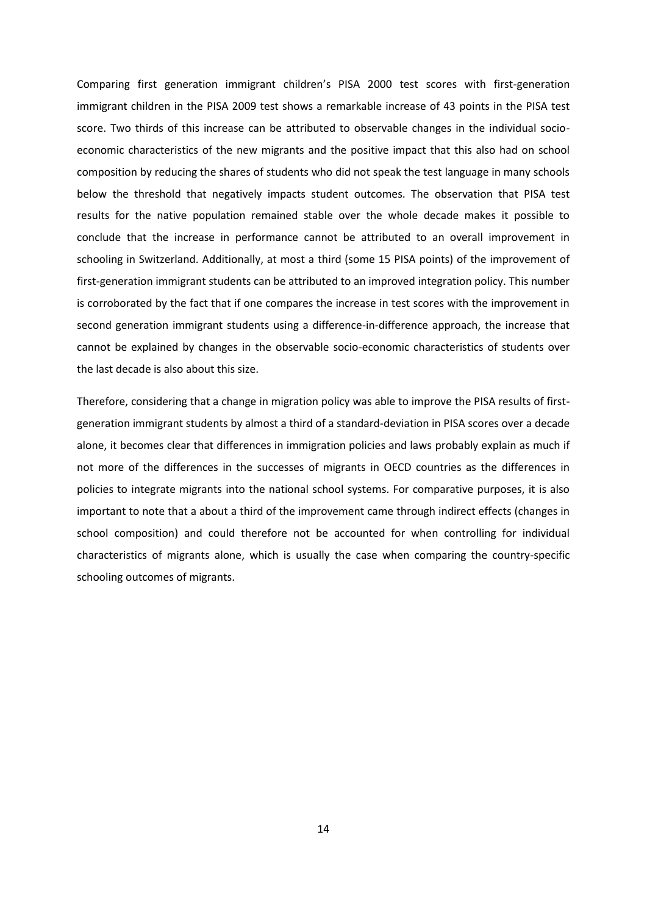Comparing first generation immigrant children's PISA 2000 test scores with first-generation immigrant children in the PISA 2009 test shows a remarkable increase of 43 points in the PISA test score. Two thirds of this increase can be attributed to observable changes in the individual socio-economic characteristics of the new migrants and the positive impact that this also had on school composition by reducing the shares of students who did not speak the test language in many schools below the threshold that negatively impacts student outcomes. The observation that PISA test results for the native population remained stable over the whole decade makes it possible to conclude that the increase in performance cannot be attributed to an overall improvement in schooling in Switzerland. Additionally, at most a third (some 15 PISA points) of the improvement of first-generation immigrant students can be attributed to an improved integration policy. This number is corroborated by the fact that if one compares the increase in test scores with the improvement in second generation immigrant students using a difference-in-difference approach, the increase that cannot be explained by changes in the observable socio-economic characteristics of students over the last decade is also about this size.

Therefore, considering that a change in migration policy was able to improve the PISA results of first-generation immigrant students by almost a third of a standard-deviation in PISA scores over a decade alone, it becomes clear that differences in immigration policies and laws probably explain as much if not more of the differences in the successes of migrants in OECD countries as the differences in policies to integrate migrants into the national school systems. For comparative purposes, it is also important to note that a about a third of the improvement came through indirect effects (changes in school composition) and could therefore not be accounted for when controlling for individual characteristics of migrants alone, which is usually the case when comparing the country-specific schooling outcomes of migrants.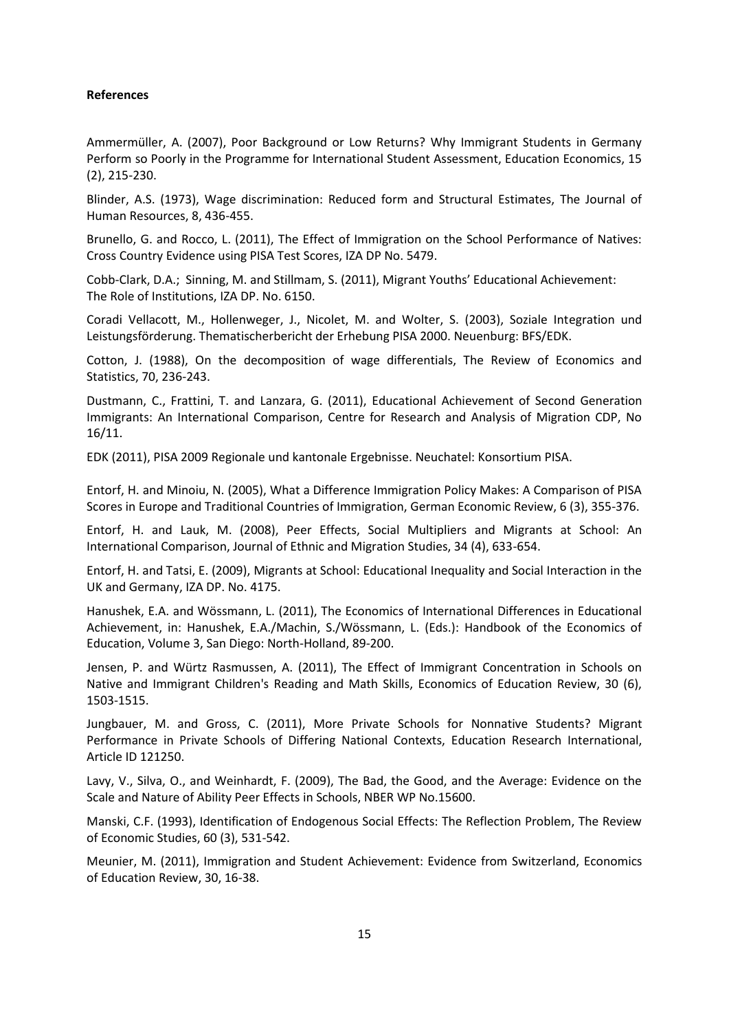**References**

Ammermüller, A. (2007), Poor Background or Low Returns? Why Immigrant Students in Germany Perform so Poorly in the Programme for International Student Assessment, Education Economics, 15 (2), 215-230.

Blinder, A.S. (1973), Wage discrimination: Reduced form and Structural Estimates, The Journal of Human Resources, 8, 436-455.

Brunello, G. and Rocco, L. (2011), The Effect of Immigration on the School Performance of Natives: Cross Country Evidence using PISA Test Scores, IZA DP No. 5479.

Cobb-Clark, D.A.; Sinning, M. and Stillmam, S. (2011), Migrant Youths' Educational Achievement: The Role of Institutions, IZA DP. No. 6150.

Coradi Vellacott, M., Hollenweger, J., Nicolet, M. and Wolter, S. (2003), Soziale Integration und Leistungsförderung. Thematischerbericht der Erhebung PISA 2000. Neuenburg: BFS/EDK.

Cotton, J. (1988), On the decomposition of wage differentials, The Review of Economics and Statistics, 70, 236-243.

Dustmann, C., Frattini, T. and Lanzara, G. (2011), Educational Achievement of Second Generation Immigrants: An International Comparison, Centre for Research and Analysis of Migration CDP, No 16/11.

EDK (2011), PISA 2009 Regionale und kantonale Ergebnisse. Neuchatel: Konsortium PISA.

Entorf, H. and Minoiu, N. (2005), What a Difference Immigration Policy Makes: A Comparison of PISA Scores in Europe and Traditional Countries of Immigration, German Economic Review, 6 (3), 355-376.

Entorf, H. and Lauk, M. (2008), Peer Effects, Social Multipliers and Migrants at School: An International Comparison, Journal of Ethnic and Migration Studies, 34 (4), 633-654.

Entorf, H. and Tatsi, E. (2009), Migrants at School: Educational Inequality and Social Interaction in the UK and Germany, IZA DP. No. 4175.

Hanushek, E.A. and Wössmann, L. (2011), The Economics of International Differences in Educational Achievement, in: Hanushek, E.A./Machin, S./Wössmann, L. (Eds.): Handbook of the Economics of Education, Volume 3, San Diego: North-Holland, 89-200.

Jensen, P. and Würtz Rasmussen, A. (2011), The Effect of Immigrant Concentration in Schools on Native and Immigrant Children's Reading and Math Skills, Economics of Education Review, 30 (6), 1503-1515.

Jungbauer, M. and Gross, C. (2011), More Private Schools for Nonnative Students? Migrant Performance in Private Schools of Differing National Contexts, Education Research International, Article ID 121250.

Lavy, V., Silva, O., and Weinhardt, F. (2009), The Bad, the Good, and the Average: Evidence on the Scale and Nature of Ability Peer Effects in Schools, NBER WP No.15600.

Manski, C.F. (1993), Identification of Endogenous Social Effects: The Reflection Problem, The Review of Economic Studies, 60 (3), 531-542.

Meunier, M. (2011), Immigration and Student Achievement: Evidence from Switzerland, Economics of Education Review, 30, 16-38.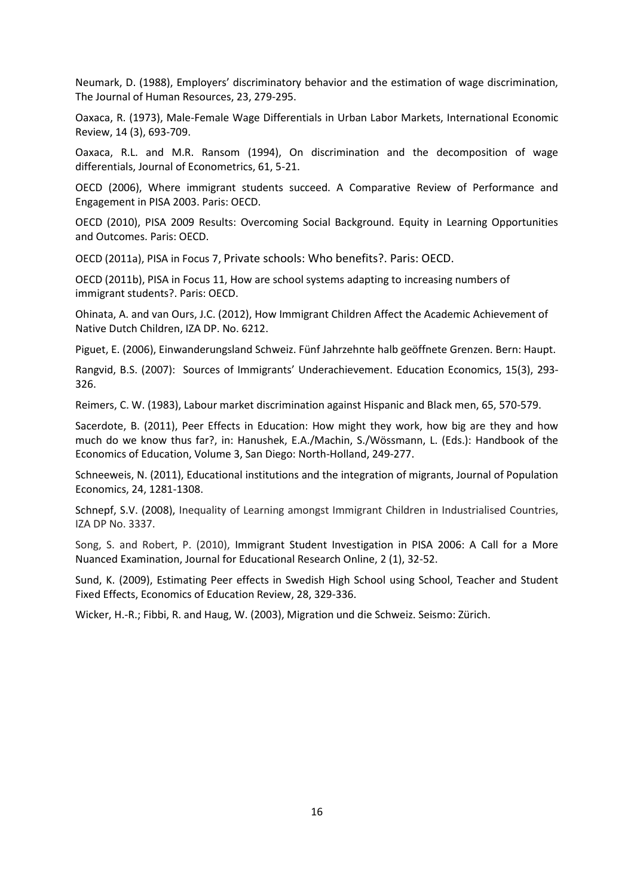Neumark, D. (1988), Employers' discriminatory behavior and the estimation of wage discrimination, The Journal of Human Resources, 23, 279-295.

Oaxaca, R. (1973), Male-Female Wage Differentials in Urban Labor Markets, International Economic Review, 14 (3), 693-709.

Oaxaca, R.L. and M.R. Ransom (1994), On discrimination and the decomposition of wage differentials, Journal of Econometrics, 61, 5-21.

OECD (2006), Where immigrant students succeed. A Comparative Review of Performance and Engagement in PISA 2003. Paris: OECD.

OECD (2010), PISA 2009 Results: Overcoming Social Background. Equity in Learning Opportunities and Outcomes. Paris: OECD.

OECD (2011a), PISA in Focus 7, Private schools: Who benefits?. Paris: OECD.

OECD (2011b), PISA in Focus 11, How are school systems adapting to increasing numbers of immigrant students?. Paris: OECD.

Ohinata, A. and van Ours, J.C. (2012), How Immigrant Children Affect the Academic Achievement of Native Dutch Children, IZA DP. No. 6212.

Piguet, E. (2006), Einwanderungsland Schweiz. Fünf Jahrzehnte halb geöffnete Grenzen. Bern: Haupt.

Rangvid, B.S. (2007): Sources of Immigrants' Underachievement. Education Economics, 15(3), 293-326.

Reimers, C. W. (1983), Labour market discrimination against Hispanic and Black men, 65, 570-579.

Sacerdote, B. (2011), Peer Effects in Education: How might they work, how big are they and how much do we know thus far?, in: Hanushek, E.A./Machin, S./Wössmann, L. (Eds.): Handbook of the Economics of Education, Volume 3, San Diego: North-Holland, 249-277.

Schneeweis, N. (2011), Educational institutions and the integration of migrants, Journal of Population Economics, 24, 1281-1308.

Schnepf, S.V. (2008), Inequality of Learning amongst Immigrant Children in Industrialised Countries, IZA DP No. 3337.

Song, S. and Robert, P. (2010), Immigrant Student Investigation in PISA 2006: A Call for a More Nuanced Examination, Journal for Educational Research Online, 2 (1), 32-52.

Sund, K. (2009), Estimating Peer effects in Swedish High School using School, Teacher and Student Fixed Effects, Economics of Education Review, 28, 329-336.

Wicker, H.-R.; Fibbi, R. and Haug, W. (2003), Migration und die Schweiz. Seismo: Zürich.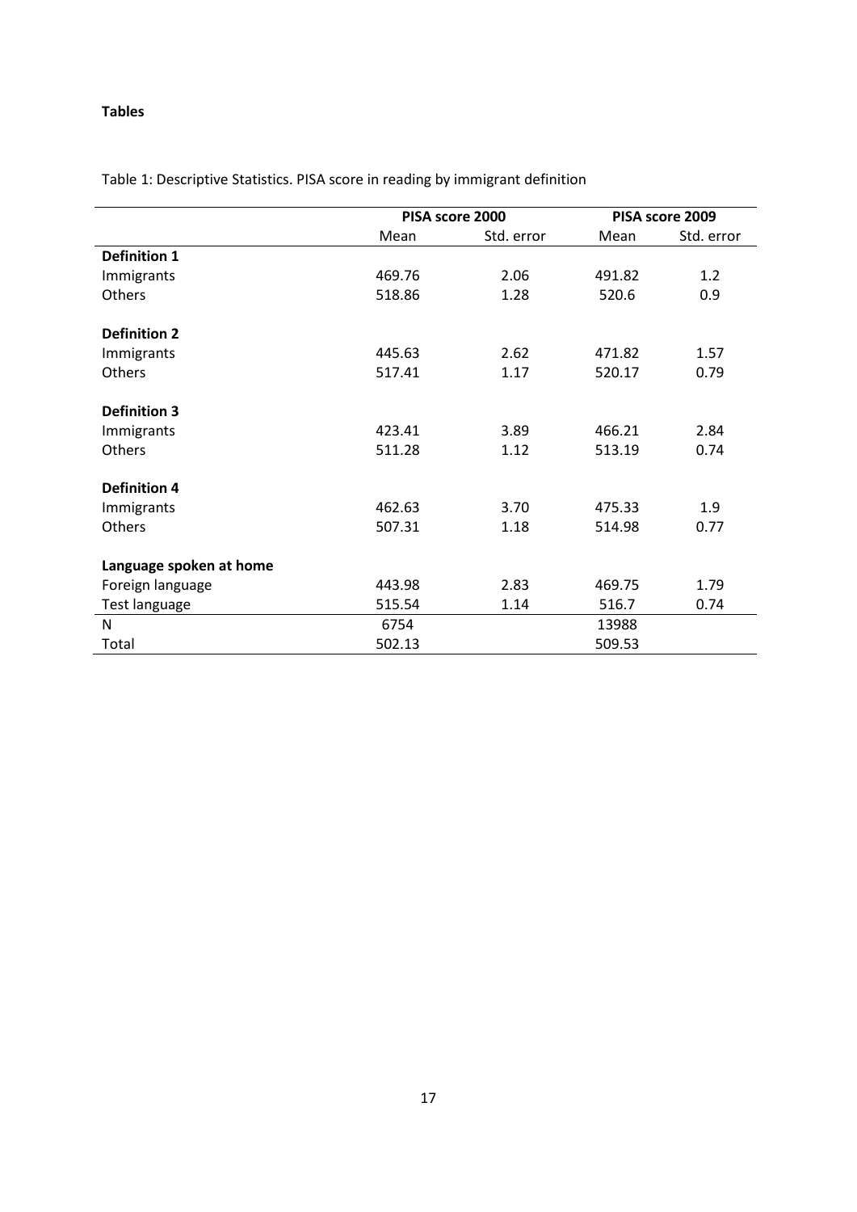**Tables**

Table 1: Descriptive Statistics. PISA score in reading by immigrant definition

| | PISA score 2000 | | PISA score 2009 | |
|---|---|---|---|---|
| | Mean | Std. error | Mean | Std. error |
| **Definition 1** | | | | |
| Immigrants | 469.76 | 2.06 | 491.82 | 1.2 |
| Others | 518.86 | 1.28 | 520.6 | 0.9 |
| **Definition 2** | | | | |
| Immigrants | 445.63 | 2.62 | 471.82 | 1.57 |
| Others | 517.41 | 1.17 | 520.17 | 0.79 |
| **Definition 3** | | | | |
| Immigrants | 423.41 | 3.89 | 466.21 | 2.84 |
| Others | 511.28 | 1.12 | 513.19 | 0.74 |
| **Definition 4** | | | | |
| Immigrants | 462.63 | 3.70 | 475.33 | 1.9 |
| Others | 507.31 | 1.18 | 514.98 | 0.77 |
| **Language spoken at home** | | | | |
| Foreign language | 443.98 | 2.83 | 469.75 | 1.79 |
| Test language | 515.54 | 1.14 | 516.7 | 0.74 |
| N | 6754 | | 13988 | |
| Total | 502.13 | | 509.53 | |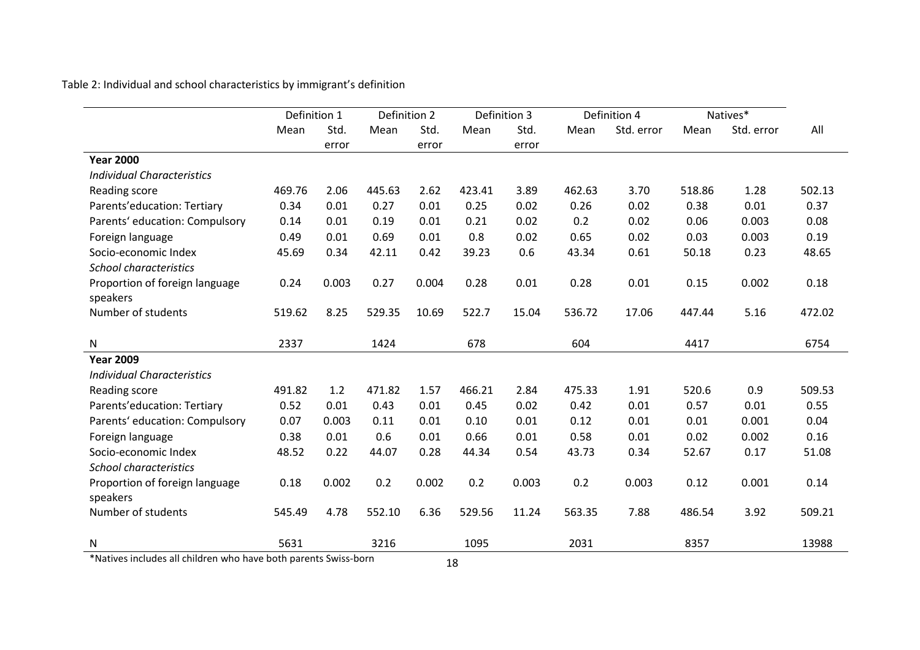Table 2: Individual and school characteristics by immigrant's definition

| | Definition 1 | | Definition 2 | | Definition 3 | | Definition 4 | | Natives* | | |
|---|---|---|---|---|---|---|---|---|---|---|---|
| | Mean | Std. error | Mean | Std. error | Mean | Std. error | Mean | Std. error | Mean | Std. error | All |
| **Year 2000** | | | | | | | | | | | |
| *Individual Characteristics* | | | | | | | | | | | |
| Reading score | 469.76 | 2.06 | 445.63 | 2.62 | 423.41 | 3.89 | 462.63 | 3.70 | 518.86 | 1.28 | 502.13 |
| Parents'education: Tertiary | 0.34 | 0.01 | 0.27 | 0.01 | 0.25 | 0.02 | 0.26 | 0.02 | 0.38 | 0.01 | 0.37 |
| Parents' education: Compulsory | 0.14 | 0.01 | 0.19 | 0.01 | 0.21 | 0.02 | 0.2 | 0.02 | 0.06 | 0.003 | 0.08 |
| Foreign language | 0.49 | 0.01 | 0.69 | 0.01 | 0.8 | 0.02 | 0.65 | 0.02 | 0.03 | 0.003 | 0.19 |
| Socio-economic Index | 45.69 | 0.34 | 42.11 | 0.42 | 39.23 | 0.6 | 43.34 | 0.61 | 50.18 | 0.23 | 48.65 |
| *School characteristics* | | | | | | | | | | | |
| Proportion of foreign language speakers | 0.24 | 0.003 | 0.27 | 0.004 | 0.28 | 0.01 | 0.28 | 0.01 | 0.15 | 0.002 | 0.18 |
| Number of students | 519.62 | 8.25 | 529.35 | 10.69 | 522.7 | 15.04 | 536.72 | 17.06 | 447.44 | 5.16 | 472.02 |
| N | 2337 | | 1424 | | 678 | | 604 | | 4417 | | 6754 |
| **Year 2009** | | | | | | | | | | | |
| *Individual Characteristics* | | | | | | | | | | | |
| Reading score | 491.82 | 1.2 | 471.82 | 1.57 | 466.21 | 2.84 | 475.33 | 1.91 | 520.6 | 0.9 | 509.53 |
| Parents'education: Tertiary | 0.52 | 0.01 | 0.43 | 0.01 | 0.45 | 0.02 | 0.42 | 0.01 | 0.57 | 0.01 | 0.55 |
| Parents' education: Compulsory | 0.07 | 0.003 | 0.11 | 0.01 | 0.10 | 0.01 | 0.12 | 0.01 | 0.01 | 0.001 | 0.04 |
| Foreign language | 0.38 | 0.01 | 0.6 | 0.01 | 0.66 | 0.01 | 0.58 | 0.01 | 0.02 | 0.002 | 0.16 |
| Socio-economic Index | 48.52 | 0.22 | 44.07 | 0.28 | 44.34 | 0.54 | 43.73 | 0.34 | 52.67 | 0.17 | 51.08 |
| *School characteristics* | | | | | | | | | | | |
| Proportion of foreign language speakers | 0.18 | 0.002 | 0.2 | 0.002 | 0.2 | 0.003 | 0.2 | 0.003 | 0.12 | 0.001 | 0.14 |
| Number of students | 545.49 | 4.78 | 552.10 | 6.36 | 529.56 | 11.24 | 563.35 | 7.88 | 486.54 | 3.92 | 509.21 |
| N | 5631 | | 3216 | | 1095 | | 2031 | | 8357 | | 13988 |

*Natives includes all children who have both parents Swiss-born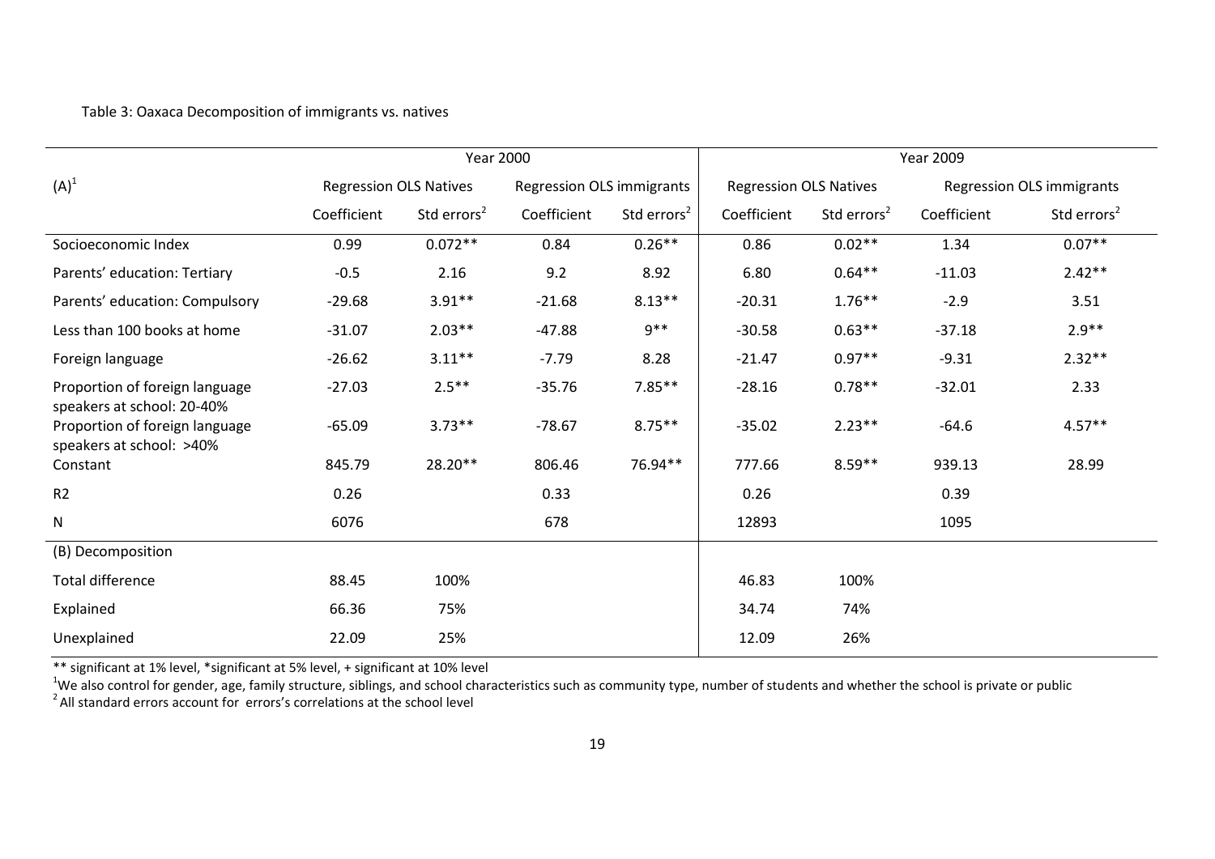Table 3: Oaxaca Decomposition of immigrants vs. natives

| | Year 2000 | | | | Year 2009 | | | |
|---|---|---|---|---|---|---|---|---|
| (A)[1] | Regression OLS Natives | | Regression OLS immigrants | | Regression OLS Natives | | Regression OLS immigrants | |
| | Coefficient | Std errors[2] | Coefficient | Std errors[2] | Coefficient | Std errors[2] | Coefficient | Std errors[2] |
| Socioeconomic Index | 0.99 | 0.072** | 0.84 | 0.26** | 0.86 | 0.02** | 1.34 | 0.07** |
| Parents' education: Tertiary | -0.5 | 2.16 | 9.2 | 8.92 | 6.80 | 0.64** | -11.03 | 2.42** |
| Parents' education: Compulsory | -29.68 | 3.91** | -21.68 | 8.13** | -20.31 | 1.76** | -2.9 | 3.51 |
| Less than 100 books at home | -31.07 | 2.03** | -47.88 | 9** | -30.58 | 0.63** | -37.18 | 2.9** |
| Foreign language | -26.62 | 3.11** | -7.79 | 8.28 | -21.47 | 0.97** | -9.31 | 2.32** |
| Proportion of foreign language speakers at school: 20-40% | -27.03 | 2.5** | -35.76 | 7.85** | -28.16 | 0.78** | -32.01 | 2.33 |
| Proportion of foreign language speakers at school: >40% | -65.09 | 3.73** | -78.67 | 8.75** | -35.02 | 2.23** | -64.6 | 4.57** |
| Constant | 845.79 | 28.20** | 806.46 | 76.94** | 777.66 | 8.59** | 939.13 | 28.99 |
| R2 | 0.26 | | 0.33 | | 0.26 | | 0.39 | |
| N | 6076 | | 678 | | 12893 | | 1095 | |
| (B) Decomposition | | | | | | | | |
| Total difference | 88.45 | 100% | | | 46.83 | 100% | | |
| Explained | 66.36 | 75% | | | 34.74 | 74% | | |
| Unexplained | 22.09 | 25% | | | 12.09 | 26% | | |

** significant at 1% level, *significant at 5% level, + significant at 10% level

[1] We also control for gender, age, family structure, siblings, and school characteristics such as community type, number of students and whether the school is private or public

[2] All standard errors account for errors's correlations at the school level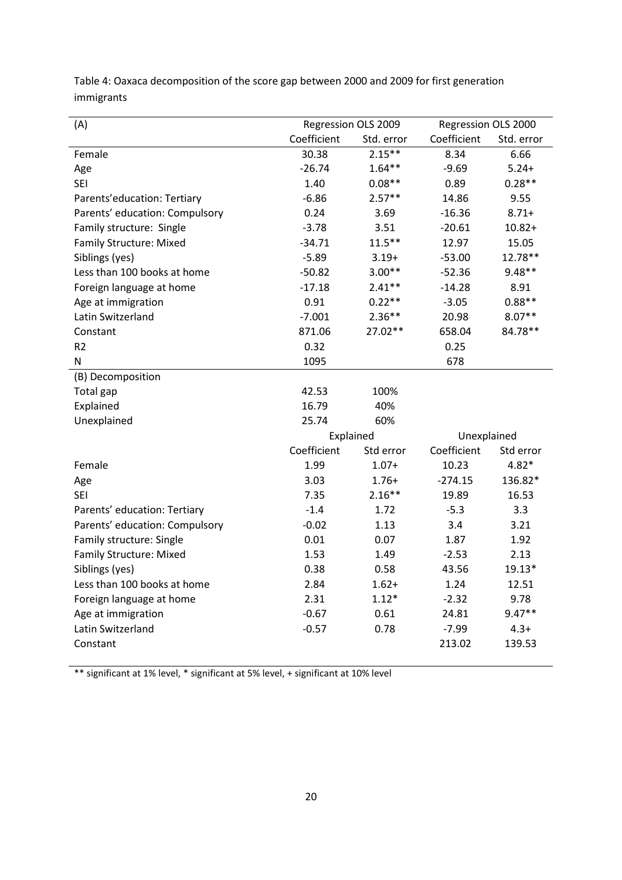Table 4: Oaxaca decomposition of the score gap between 2000 and 2009 for first generation immigrants

| (A) | Regression OLS 2009 | | Regression OLS 2000 | |
|---|---|---|---|---|
| | Coefficient | Std. error | Coefficient | Std. error |
| Female | 30.38 | 2.15** | 8.34 | 6.66 |
| Age | -26.74 | 1.64** | -9.69 | 5.24+ |
| SEI | 1.40 | 0.08** | 0.89 | 0.28** |
| Parents'education: Tertiary | -6.86 | 2.57** | 14.86 | 9.55 |
| Parents' education: Compulsory | 0.24 | 3.69 | -16.36 | 8.71+ |
| Family structure: Single | -3.78 | 3.51 | -20.61 | 10.82+ |
| Family Structure: Mixed | -34.71 | 11.5** | 12.97 | 15.05 |
| Siblings (yes) | -5.89 | 3.19+ | -53.00 | 12.78** |
| Less than 100 books at home | -50.82 | 3.00** | -52.36 | 9.48** |
| Foreign language at home | -17.18 | 2.41** | -14.28 | 8.91 |
| Age at immigration | 0.91 | 0.22** | -3.05 | 0.88** |
| Latin Switzerland | -7.001 | 2.36** | 20.98 | 8.07** |
| Constant | 871.06 | 27.02** | 658.04 | 84.78** |
| R2 | 0.32 | | 0.25 | |
| N | 1095 | | 678 | |
| (B) Decomposition | | | | |
| Total gap | 42.53 | 100% | | |
| Explained | 16.79 | 40% | | |
| Unexplained | 25.74 | 60% | | |
| | Explained | | Unexplained | |
| | Coefficient | Std error | Coefficient | Std error |
| Female | 1.99 | 1.07+ | 10.23 | 4.82* |
| Age | 3.03 | 1.76+ | -274.15 | 136.82* |
| SEI | 7.35 | 2.16** | 19.89 | 16.53 |
| Parents' education: Tertiary | -1.4 | 1.72 | -5.3 | 3.3 |
| Parents' education: Compulsory | -0.02 | 1.13 | 3.4 | 3.21 |
| Family structure: Single | 0.01 | 0.07 | 1.87 | 1.92 |
| Family Structure: Mixed | 1.53 | 1.49 | -2.53 | 2.13 |
| Siblings (yes) | 0.38 | 0.58 | 43.56 | 19.13* |
| Less than 100 books at home | 2.84 | 1.62+ | 1.24 | 12.51 |
| Foreign language at home | 2.31 | 1.12* | -2.32 | 9.78 |
| Age at immigration | -0.67 | 0.61 | 24.81 | 9.47** |
| Latin Switzerland | -0.57 | 0.78 | -7.99 | 4.3+ |
| Constant | | | 213.02 | 139.53 |

** significant at 1% level, * significant at 5% level, + significant at 10% level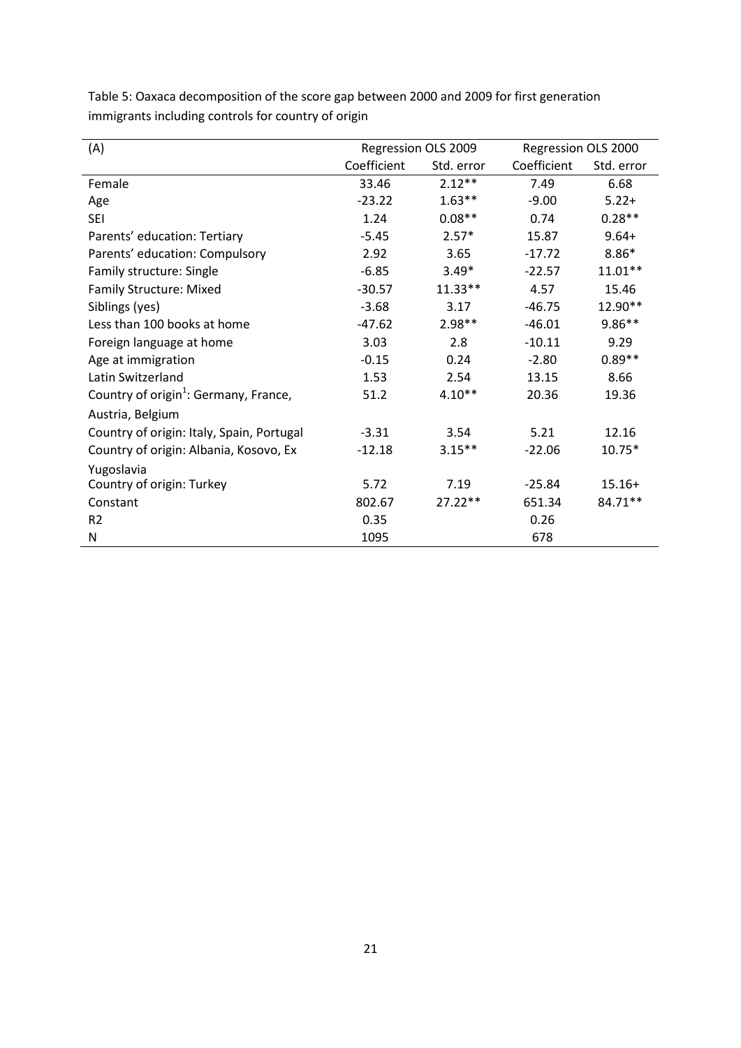Table 5: Oaxaca decomposition of the score gap between 2000 and 2009 for first generation immigrants including controls for country of origin

| (A) | Regression OLS 2009 | | Regression OLS 2000 | |
|---|---|---|---|---|
| | Coefficient | Std. error | Coefficient | Std. error |
| Female | 33.46 | 2.12** | 7.49 | 6.68 |
| Age | -23.22 | 1.63** | -9.00 | 5.22+ |
| SEI | 1.24 | 0.08** | 0.74 | 0.28** |
| Parents' education: Tertiary | -5.45 | 2.57* | 15.87 | 9.64+ |
| Parents' education: Compulsory | 2.92 | 3.65 | -17.72 | 8.86* |
| Family structure: Single | -6.85 | 3.49* | -22.57 | 11.01** |
| Family Structure: Mixed | -30.57 | 11.33** | 4.57 | 15.46 |
| Siblings (yes) | -3.68 | 3.17 | -46.75 | 12.90** |
| Less than 100 books at home | -47.62 | 2.98** | -46.01 | 9.86** |
| Foreign language at home | 3.03 | 2.8 | -10.11 | 9.29 |
| Age at immigration | -0.15 | 0.24 | -2.80 | 0.89** |
| Latin Switzerland | 1.53 | 2.54 | 13.15 | 8.66 |
| Country of origin[1]: Germany, France, Austria, Belgium | 51.2 | 4.10** | 20.36 | 19.36 |
| Country of origin: Italy, Spain, Portugal | -3.31 | 3.54 | 5.21 | 12.16 |
| Country of origin: Albania, Kosovo, Ex Yugoslavia | -12.18 | 3.15** | -22.06 | 10.75* |
| Country of origin: Turkey | 5.72 | 7.19 | -25.84 | 15.16+ |
| Constant | 802.67 | 27.22** | 651.34 | 84.71** |
| R2 | 0.35 | | 0.26 | |
| N | 1095 | | 678 | |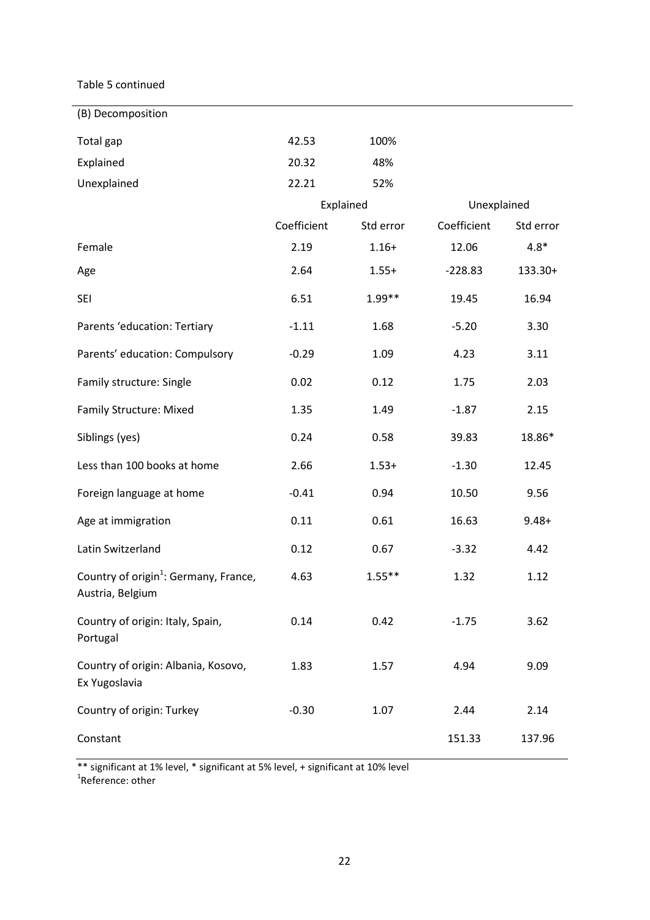Table 5 continued

(B) Decomposition

| | | | | |
|---|---|---|---|---|
| Total gap | 42.53 | 100% | | |
| Explained | 20.32 | 48% | | |
| Unexplained | 22.21 | 52% | | |
| | Explained | | Unexplained | |
| | Coefficient | Std error | Coefficient | Std error |
| Female | 2.19 | 1.16+ | 12.06 | 4.8* |
| Age | 2.64 | 1.55+ | -228.83 | 133.30+ |
| SEI | 6.51 | 1.99** | 19.45 | 16.94 |
| Parents 'education: Tertiary | -1.11 | 1.68 | -5.20 | 3.30 |
| Parents' education: Compulsory | -0.29 | 1.09 | 4.23 | 3.11 |
| Family structure: Single | 0.02 | 0.12 | 1.75 | 2.03 |
| Family Structure: Mixed | 1.35 | 1.49 | -1.87 | 2.15 |
| Siblings (yes) | 0.24 | 0.58 | 39.83 | 18.86* |
| Less than 100 books at home | 2.66 | 1.53+ | -1.30 | 12.45 |
| Foreign language at home | -0.41 | 0.94 | 10.50 | 9.56 |
| Age at immigration | 0.11 | 0.61 | 16.63 | 9.48+ |
| Latin Switzerland | 0.12 | 0.67 | -3.32 | 4.42 |
| Country of origin[1]: Germany, France, Austria, Belgium | 4.63 | 1.55** | 1.32 | 1.12 |
| Country of origin: Italy, Spain, Portugal | 0.14 | 0.42 | -1.75 | 3.62 |
| Country of origin: Albania, Kosovo, Ex Yugoslavia | 1.83 | 1.57 | 4.94 | 9.09 |
| Country of origin: Turkey | -0.30 | 1.07 | 2.44 | 2.14 |
| Constant | | | 151.33 | 137.96 |

** significant at 1% level, * significant at 5% level, + significant at 10% level
[1]Reference: other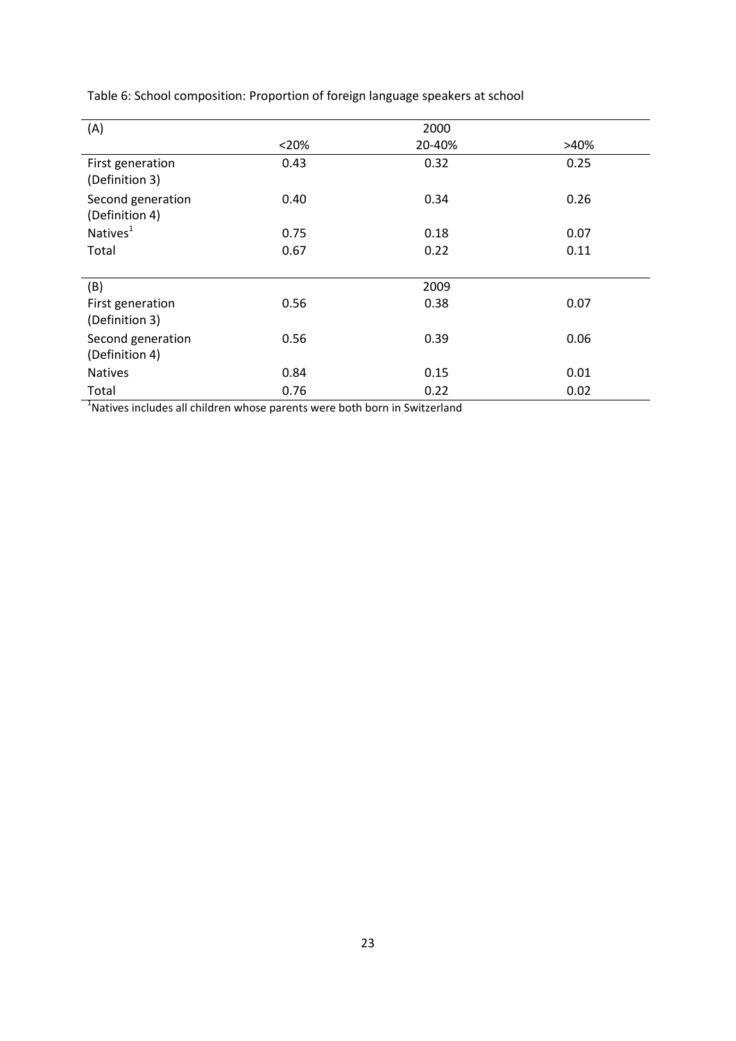Table 6: School composition: Proportion of foreign language speakers at school

| (A) | 2000 | | |
|---|---|---|---|
| | <20% | 20-40% | >40% |
| First generation (Definition 3) | 0.43 | 0.32 | 0.25 |
| Second generation (Definition 4) | 0.40 | 0.34 | 0.26 |
| Natives[1] | 0.75 | 0.18 | 0.07 |
| Total | 0.67 | 0.22 | 0.11 |
| | | | |
| (B) | 2009 | | |
| First generation (Definition 3) | 0.56 | 0.38 | 0.07 |
| Second generation (Definition 4) | 0.56 | 0.39 | 0.06 |
| Natives | 0.84 | 0.15 | 0.01 |
| Total | 0.76 | 0.22 | 0.02 |

[1]Natives includes all children whose parents were both born in Switzerland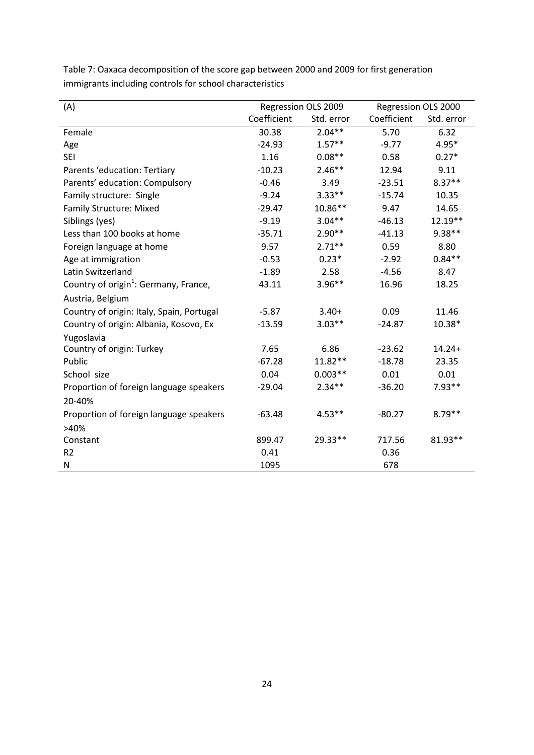Table 7: Oaxaca decomposition of the score gap between 2000 and 2009 for first generation immigrants including controls for school characteristics

| (A) | Regression OLS 2009 | | Regression OLS 2000 | |
|---|---|---|---|---|
| | Coefficient | Std. error | Coefficient | Std. error |
| Female | 30.38 | 2.04** | 5.70 | 6.32 |
| Age | -24.93 | 1.57** | -9.77 | 4.95* |
| SEI | 1.16 | 0.08** | 0.58 | 0.27* |
| Parents 'education: Tertiary | -10.23 | 2.46** | 12.94 | 9.11 |
| Parents' education: Compulsory | -0.46 | 3.49 | -23.51 | 8.37** |
| Family structure: Single | -9.24 | 3.33** | -15.74 | 10.35 |
| Family Structure: Mixed | -29.47 | 10.86** | 9.47 | 14.65 |
| Siblings (yes) | -9.19 | 3.04** | -46.13 | 12.19** |
| Less than 100 books at home | -35.71 | 2.90** | -41.13 | 9.38** |
| Foreign language at home | 9.57 | 2.71** | 0.59 | 8.80 |
| Age at immigration | -0.53 | 0.23* | -2.92 | 0.84** |
| Latin Switzerland | -1.89 | 2.58 | -4.56 | 8.47 |
| Country of origin[1]: Germany, France, Austria, Belgium | 43.11 | 3.96** | 16.96 | 18.25 |
| Country of origin: Italy, Spain, Portugal | -5.87 | 3.40+ | 0.09 | 11.46 |
| Country of origin: Albania, Kosovo, Ex Yugoslavia | -13.59 | 3.03** | -24.87 | 10.38* |
| Country of origin: Turkey | 7.65 | 6.86 | -23.62 | 14.24+ |
| Public | -67.28 | 11.82** | -18.78 | 23.35 |
| School size | 0.04 | 0.003** | 0.01 | 0.01 |
| Proportion of foreign language speakers 20-40% | -29.04 | 2.34** | -36.20 | 7.93** |
| Proportion of foreign language speakers >40% | -63.48 | 4.53** | -80.27 | 8.79** |
| Constant | 899.47 | 29.33** | 717.56 | 81.93** |
| R2 | 0.41 | | 0.36 | |
| N | 1095 | | 678 | |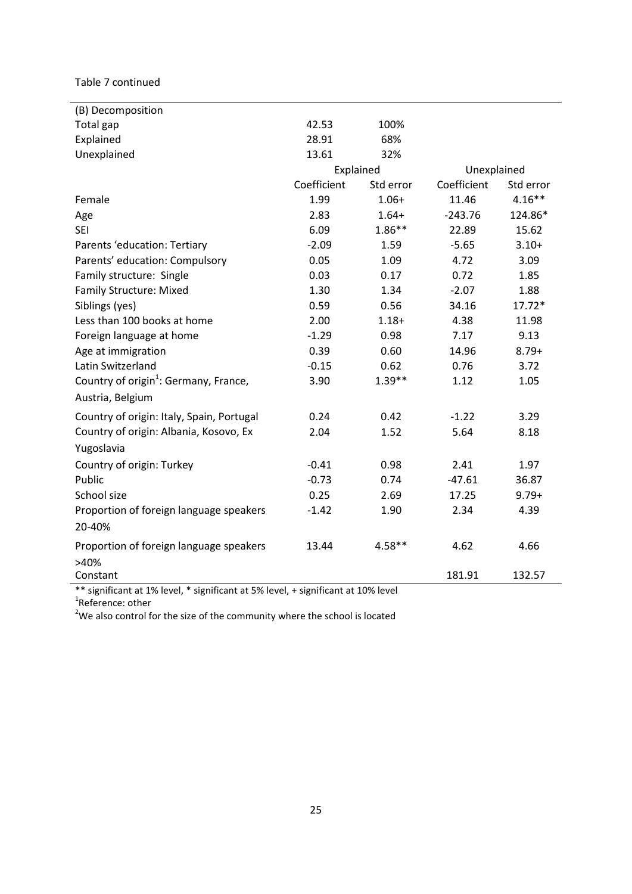Table 7 continued

| (B) Decomposition | | | | |
|---|---|---|---|---|
| Total gap | 42.53 | 100% | | |
| Explained | 28.91 | 68% | | |
| Unexplained | 13.61 | 32% | | |
| | Explained | | Unexplained | |
| | Coefficient | Std error | Coefficient | Std error |
| Female | 1.99 | 1.06+ | 11.46 | 4.16** |
| Age | 2.83 | 1.64+ | -243.76 | 124.86* |
| SEI | 6.09 | 1.86** | 22.89 | 15.62 |
| Parents 'education: Tertiary | -2.09 | 1.59 | -5.65 | 3.10+ |
| Parents' education: Compulsory | 0.05 | 1.09 | 4.72 | 3.09 |
| Family structure: Single | 0.03 | 0.17 | 0.72 | 1.85 |
| Family Structure: Mixed | 1.30 | 1.34 | -2.07 | 1.88 |
| Siblings (yes) | 0.59 | 0.56 | 34.16 | 17.72* |
| Less than 100 books at home | 2.00 | 1.18+ | 4.38 | 11.98 |
| Foreign language at home | -1.29 | 0.98 | 7.17 | 9.13 |
| Age at immigration | 0.39 | 0.60 | 14.96 | 8.79+ |
| Latin Switzerland | -0.15 | 0.62 | 0.76 | 3.72 |
| Country of origin[1]: Germany, France, Austria, Belgium | 3.90 | 1.39** | 1.12 | 1.05 |
| Country of origin: Italy, Spain, Portugal | 0.24 | 0.42 | -1.22 | 3.29 |
| Country of origin: Albania, Kosovo, Ex Yugoslavia | 2.04 | 1.52 | 5.64 | 8.18 |
| Country of origin: Turkey | -0.41 | 0.98 | 2.41 | 1.97 |
| Public | -0.73 | 0.74 | -47.61 | 36.87 |
| School size | 0.25 | 2.69 | 17.25 | 9.79+ |
| Proportion of foreign language speakers 20-40% | -1.42 | 1.90 | 2.34 | 4.39 |
| Proportion of foreign language speakers >40% | 13.44 | 4.58** | 4.62 | 4.66 |
| Constant | | | 181.91 | 132.57 |

** significant at 1% level, * significant at 5% level, + significant at 10% level

[1]Reference: other

[2]We also control for the size of the community where the school is located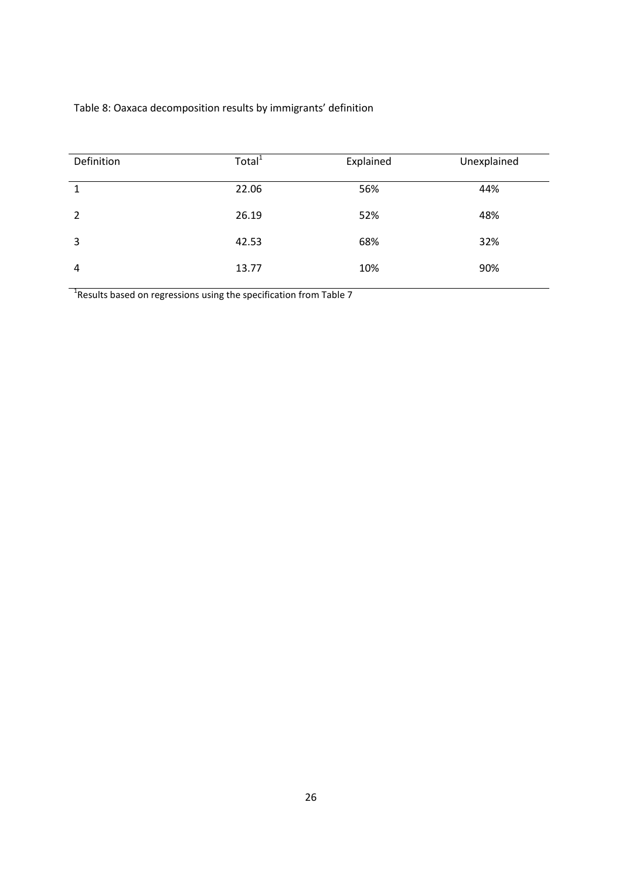Table 8: Oaxaca decomposition results by immigrants' definition

| Definition | Total[1] | Explained | Unexplained |
|---|---|---|---|
| 1 | 22.06 | 56% | 44% |
| 2 | 26.19 | 52% | 48% |
| 3 | 42.53 | 68% | 32% |
| 4 | 13.77 | 10% | 90% |

[1]Results based on regressions using the specification from Table 7